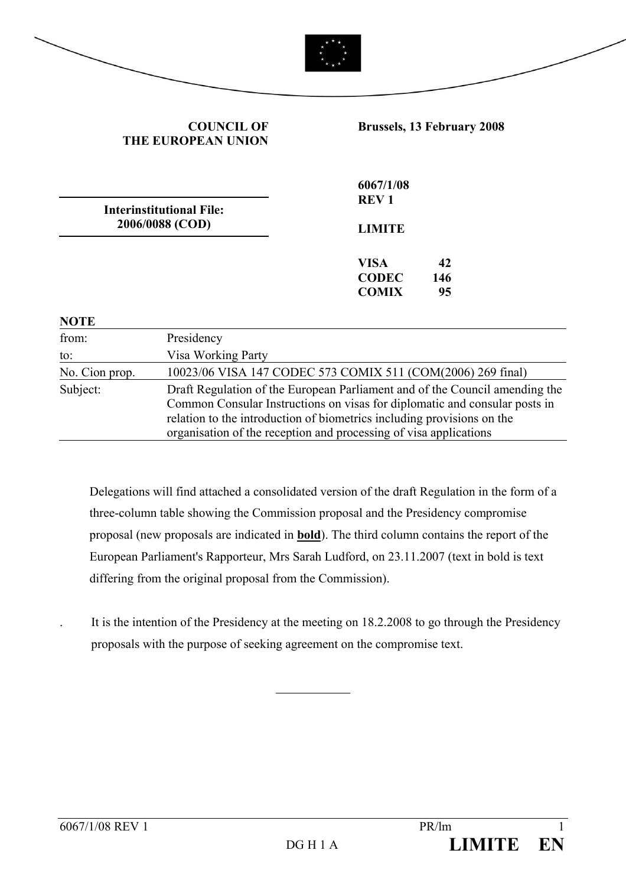**COUNCIL OF THE EUROPEAN UNION**

**Brussels, 13 February 2008**

**Interinstitutional File: 2006/0088 (COD)**

**6067/1/08 REV 1**

**LIMITE**

| | |
|---|---|
| **VISA** | **42** |
| **CODEC** | **146** |
| **COMIX** | **95** |

**NOTE**

| | |
|---|---|
| from: | Presidency |
| to: | Visa Working Party |
| No. Cion prop. | 10023/06 VISA 147 CODEC 573 COMIX 511 (COM(2006) 269 final) |
| Subject: | Draft Regulation of the European Parliament and of the Council amending the Common Consular Instructions on visas for diplomatic and consular posts in relation to the introduction of biometrics including provisions on the organisation of the reception and processing of visa applications |

Delegations will find attached a consolidated version of the draft Regulation in the form of a three-column table showing the Commission proposal and the Presidency compromise proposal (new proposals are indicated in **bold**). The third column contains the report of the European Parliament's Rapporteur, Mrs Sarah Ludford, on 23.11.2007 (text in bold is text differing from the original proposal from the Commission).

. It is the intention of the Presidency at the meeting on 18.2.2008 to go through the Presidency proposals with the purpose of seeking agreement on the compromise text.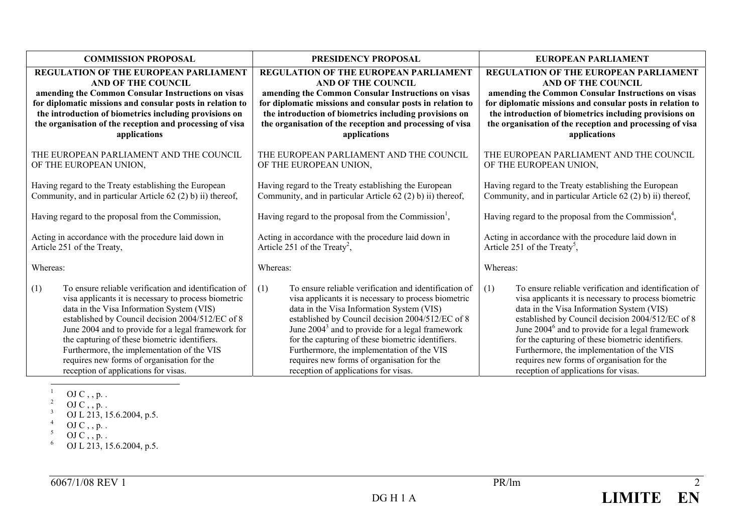| COMMISSION PROPOSAL | PRESIDENCY PROPOSAL | EUROPEAN PARLIAMENT |
|---|---|---|
| **REGULATION OF THE EUROPEAN PARLIAMENT AND OF THE COUNCIL amending the Common Consular Instructions on visas for diplomatic missions and consular posts in relation to the introduction of biometrics including provisions on the organisation of the reception and processing of visa applications** | **REGULATION OF THE EUROPEAN PARLIAMENT AND OF THE COUNCIL amending the Common Consular Instructions on visas for diplomatic missions and consular posts in relation to the introduction of biometrics including provisions on the organisation of the reception and processing of visa applications** | **REGULATION OF THE EUROPEAN PARLIAMENT AND OF THE COUNCIL amending the Common Consular Instructions on visas for diplomatic missions and consular posts in relation to the introduction of biometrics including provisions on the organisation of the reception and processing of visa applications** |
| THE EUROPEAN PARLIAMENT AND THE COUNCIL OF THE EUROPEAN UNION, | THE EUROPEAN PARLIAMENT AND THE COUNCIL OF THE EUROPEAN UNION, | THE EUROPEAN PARLIAMENT AND THE COUNCIL OF THE EUROPEAN UNION, |
| Having regard to the Treaty establishing the European Community, and in particular Article 62 (2) b) ii) thereof, | Having regard to the Treaty establishing the European Community, and in particular Article 62 (2) b) ii) thereof, | Having regard to the Treaty establishing the European Community, and in particular Article 62 (2) b) ii) thereof, |
| Having regard to the proposal from the Commission, | Having regard to the proposal from the Commission[1], | Having regard to the proposal from the Commission[4], |
| Acting in accordance with the procedure laid down in Article 251 of the Treaty, | Acting in accordance with the procedure laid down in Article 251 of the Treaty[2], | Acting in accordance with the procedure laid down in Article 251 of the Treaty[5], |
| Whereas: | Whereas: | Whereas: |
| (1) To ensure reliable verification and identification of visa applicants it is necessary to process biometric data in the Visa Information System (VIS) established by Council decision 2004/512/EC of 8 June 2004 and to provide for a legal framework for the capturing of these biometric identifiers. Furthermore, the implementation of the VIS requires new forms of organisation for the reception of applications for visas. | (1) To ensure reliable verification and identification of visa applicants it is necessary to process biometric data in the Visa Information System (VIS) established by Council decision 2004/512/EC of 8 June 2004[3] and to provide for a legal framework for the capturing of these biometric identifiers. Furthermore, the implementation of the VIS requires new forms of organisation for the reception of applications for visas. | (1) To ensure reliable verification and identification of visa applicants it is necessary to process biometric data in the Visa Information System (VIS) established by Council decision 2004/512/EC of 8 June 2004[6] and to provide for a legal framework for the capturing of these biometric identifiers. Furthermore, the implementation of the VIS requires new forms of organisation for the reception of applications for visas. |

[1] OJ C , , p. .
[2] OJ C , , p. .
[3] OJ L 213, 15.6.2004, p.5.
[4] OJ C , , p. .
[5] OJ C , , p. .
[6] OJ L 213, 15.6.2004, p.5.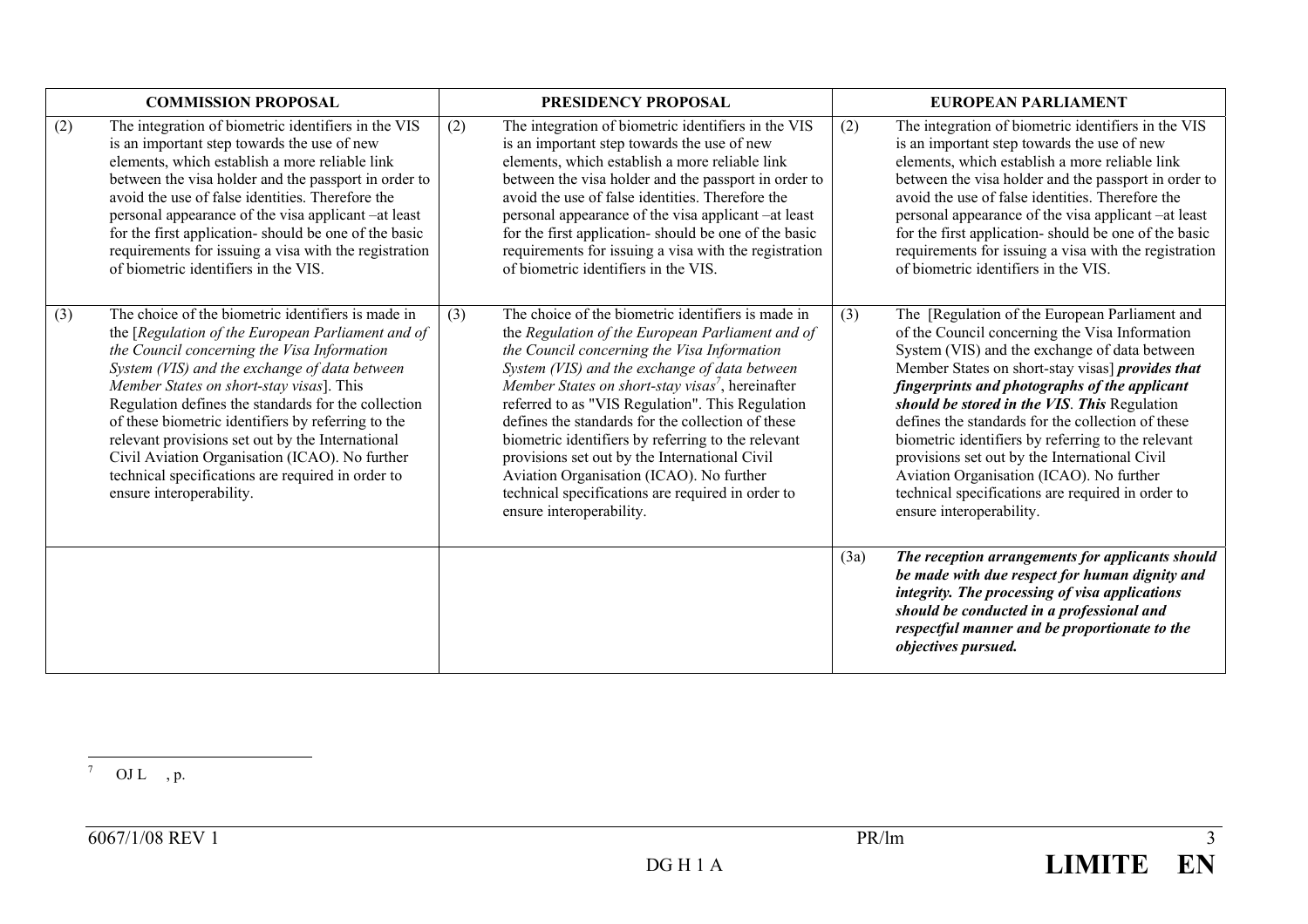| COMMISSION PROPOSAL | PRESIDENCY PROPOSAL | EUROPEAN PARLIAMENT |
|---|---|---|
| (2) The integration of biometric identifiers in the VIS is an important step towards the use of new elements, which establish a more reliable link between the visa holder and the passport in order to avoid the use of false identities. Therefore the personal appearance of the visa applicant –at least for the first application- should be one of the basic requirements for issuing a visa with the registration of biometric identifiers in the VIS. | (2) The integration of biometric identifiers in the VIS is an important step towards the use of new elements, which establish a more reliable link between the visa holder and the passport in order to avoid the use of false identities. Therefore the personal appearance of the visa applicant –at least for the first application- should be one of the basic requirements for issuing a visa with the registration of biometric identifiers in the VIS. | (2) The integration of biometric identifiers in the VIS is an important step towards the use of new elements, which establish a more reliable link between the visa holder and the passport in order to avoid the use of false identities. Therefore the personal appearance of the visa applicant –at least for the first application- should be one of the basic requirements for issuing a visa with the registration of biometric identifiers in the VIS. |
| (3) The choice of the biometric identifiers is made in the [*Regulation of the European Parliament and of the Council concerning the Visa Information System (VIS) and the exchange of data between Member States on short-stay visas*]. This Regulation defines the standards for the collection of these biometric identifiers by referring to the relevant provisions set out by the International Civil Aviation Organisation (ICAO). No further technical specifications are required in order to ensure interoperability. | (3) The choice of the biometric identifiers is made in the *Regulation of the European Parliament and of the Council concerning the Visa Information System (VIS) and the exchange of data between Member States on short-stay visas*[7], hereinafter referred to as "VIS Regulation". This Regulation defines the standards for the collection of these biometric identifiers by referring to the relevant provisions set out by the International Civil Aviation Organisation (ICAO). No further technical specifications are required in order to ensure interoperability. | (3) The [Regulation of the European Parliament and of the Council concerning the Visa Information System (VIS) and the exchange of data between Member States on short-stay visas] ***provides that fingerprints and photographs of the applicant should be stored in the VIS***. ***This*** Regulation defines the standards for the collection of these biometric identifiers by referring to the relevant provisions set out by the International Civil Aviation Organisation (ICAO). No further technical specifications are required in order to ensure interoperability. |
| | | (3a) ***The reception arrangements for applicants should be made with due respect for human dignity and integrity. The processing of visa applications should be conducted in a professional and respectful manner and be proportionate to the objectives pursued.*** |

[7] OJ L , p.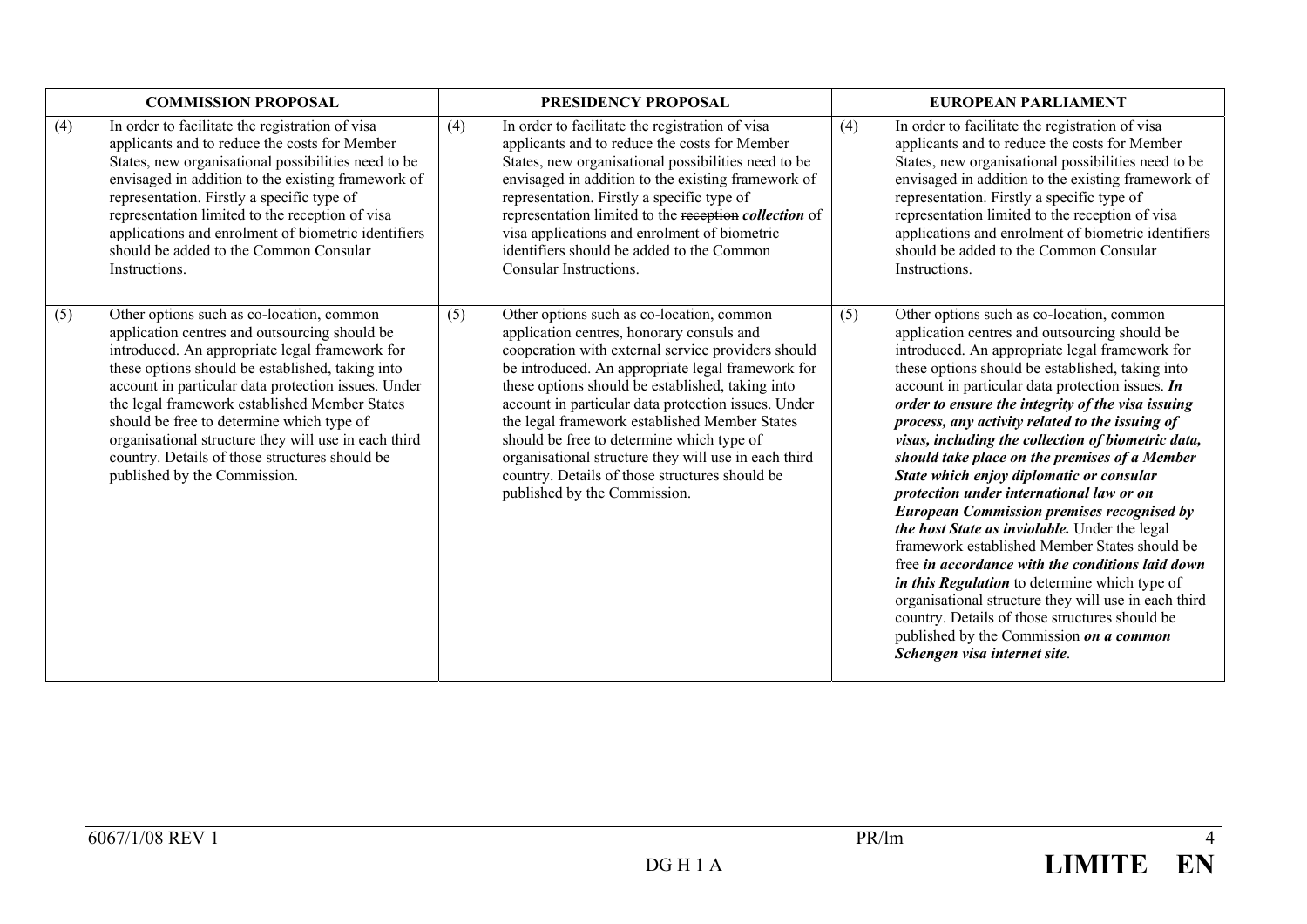| COMMISSION PROPOSAL | PRESIDENCY PROPOSAL | EUROPEAN PARLIAMENT |
|---|---|---|
| (4) In order to facilitate the registration of visa applicants and to reduce the costs for Member States, new organisational possibilities need to be envisaged in addition to the existing framework of representation. Firstly a specific type of representation limited to the reception of visa applications and enrolment of biometric identifiers should be added to the Common Consular Instructions. | (4) In order to facilitate the registration of visa applicants and to reduce the costs for Member States, new organisational possibilities need to be envisaged in addition to the existing framework of representation. Firstly a specific type of representation limited to the ~~reception~~ ***collection*** of visa applications and enrolment of biometric identifiers should be added to the Common Consular Instructions. | (4) In order to facilitate the registration of visa applicants and to reduce the costs for Member States, new organisational possibilities need to be envisaged in addition to the existing framework of representation. Firstly a specific type of representation limited to the reception of visa applications and enrolment of biometric identifiers should be added to the Common Consular Instructions. |
| (5) Other options such as co-location, common application centres and outsourcing should be introduced. An appropriate legal framework for these options should be established, taking into account in particular data protection issues. Under the legal framework established Member States should be free to determine which type of organisational structure they will use in each third country. Details of those structures should be published by the Commission. | (5) Other options such as co-location, common application centres, honorary consuls and cooperation with external service providers should be introduced. An appropriate legal framework for these options should be established, taking into account in particular data protection issues. Under the legal framework established Member States should be free to determine which type of organisational structure they will use in each third country. Details of those structures should be published by the Commission. | (5) Other options such as co-location, common application centres and outsourcing should be introduced. An appropriate legal framework for these options should be established, taking into account in particular data protection issues. ***In order to ensure the integrity of the visa issuing process, any activity related to the issuing of visas, including the collection of biometric data, should take place on the premises of a Member State which enjoy diplomatic or consular protection under international law or on European Commission premises recognised by the host State as inviolable.*** Under the legal framework established Member States should be free ***in accordance with the conditions laid down in this Regulation*** to determine which type of organisational structure they will use in each third country. Details of those structures should be published by the Commission ***on a common Schengen visa internet site***. |

6067/1/08 REV 1 PR/lm
DG H 1 A **LIMITE EN**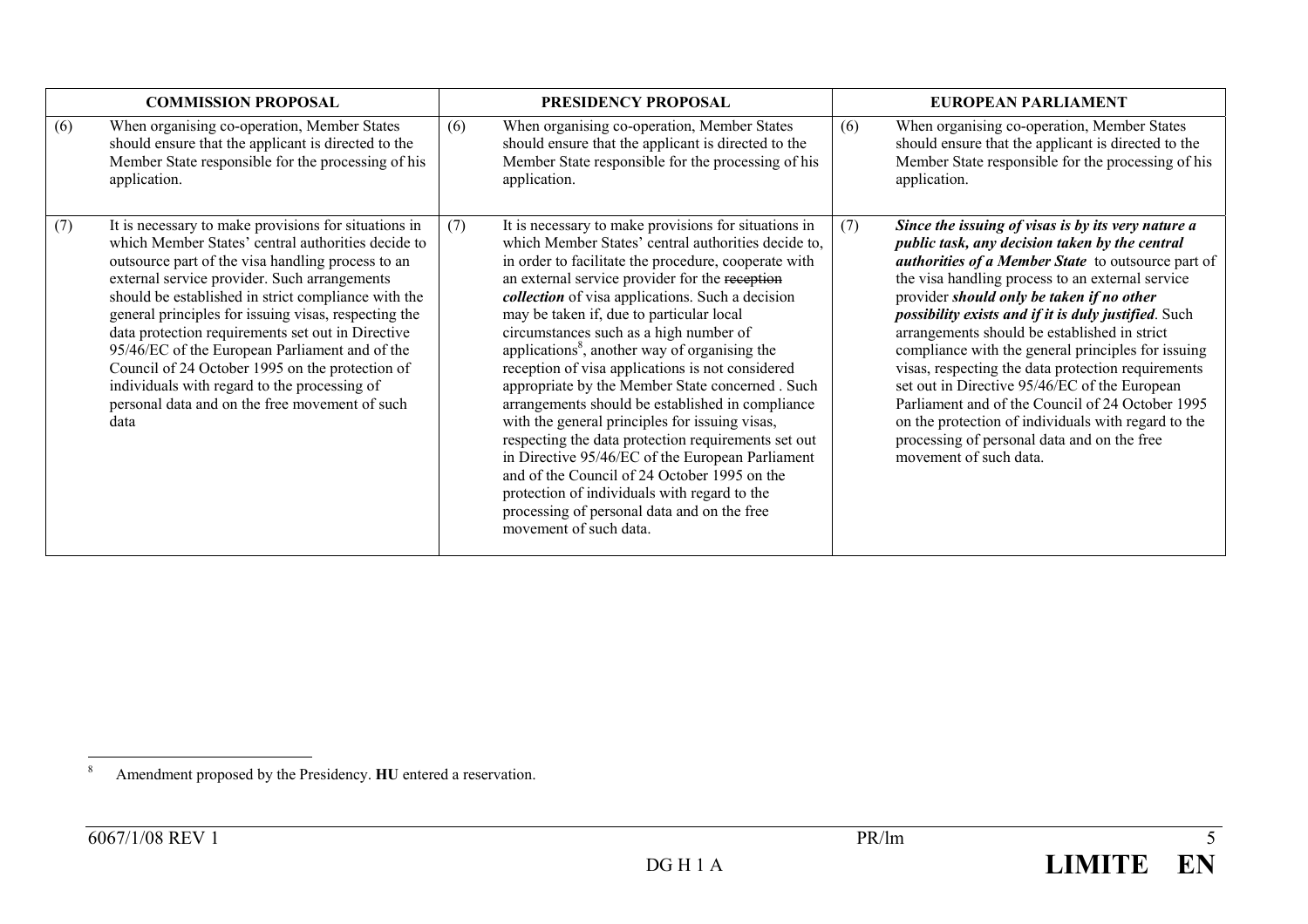| COMMISSION PROPOSAL | PRESIDENCY PROPOSAL | EUROPEAN PARLIAMENT |
|---|---|---|
| (6) When organising co-operation, Member States should ensure that the applicant is directed to the Member State responsible for the processing of his application. | (6) When organising co-operation, Member States should ensure that the applicant is directed to the Member State responsible for the processing of his application. | (6) When organising co-operation, Member States should ensure that the applicant is directed to the Member State responsible for the processing of his application. |
| (7) It is necessary to make provisions for situations in which Member States' central authorities decide to outsource part of the visa handling process to an external service provider. Such arrangements should be established in strict compliance with the general principles for issuing visas, respecting the data protection requirements set out in Directive 95/46/EC of the European Parliament and of the Council of 24 October 1995 on the protection of individuals with regard to the processing of personal data and on the free movement of such data | (7) It is necessary to make provisions for situations in which Member States' central authorities decide to, in order to facilitate the procedure, cooperate with an external service provider for the ~~reception~~ ***collection*** of visa applications. Such a decision may be taken if, due to particular local circumstances such as a high number of applications[8], another way of organising the reception of visa applications is not considered appropriate by the Member State concerned . Such arrangements should be established in compliance with the general principles for issuing visas, respecting the data protection requirements set out in Directive 95/46/EC of the European Parliament and of the Council of 24 October 1995 on the protection of individuals with regard to the processing of personal data and on the free movement of such data. | (7) ***Since the issuing of visas is by its very nature a public task, any decision taken by the central authorities of a Member State*** to outsource part of the visa handling process to an external service provider ***should only be taken if no other possibility exists and if it is duly justified***. Such arrangements should be established in strict compliance with the general principles for issuing visas, respecting the data protection requirements set out in Directive 95/46/EC of the European Parliament and of the Council of 24 October 1995 on the protection of individuals with regard to the processing of personal data and on the free movement of such data. |

[8] Amendment proposed by the Presidency. **HU** entered a reservation.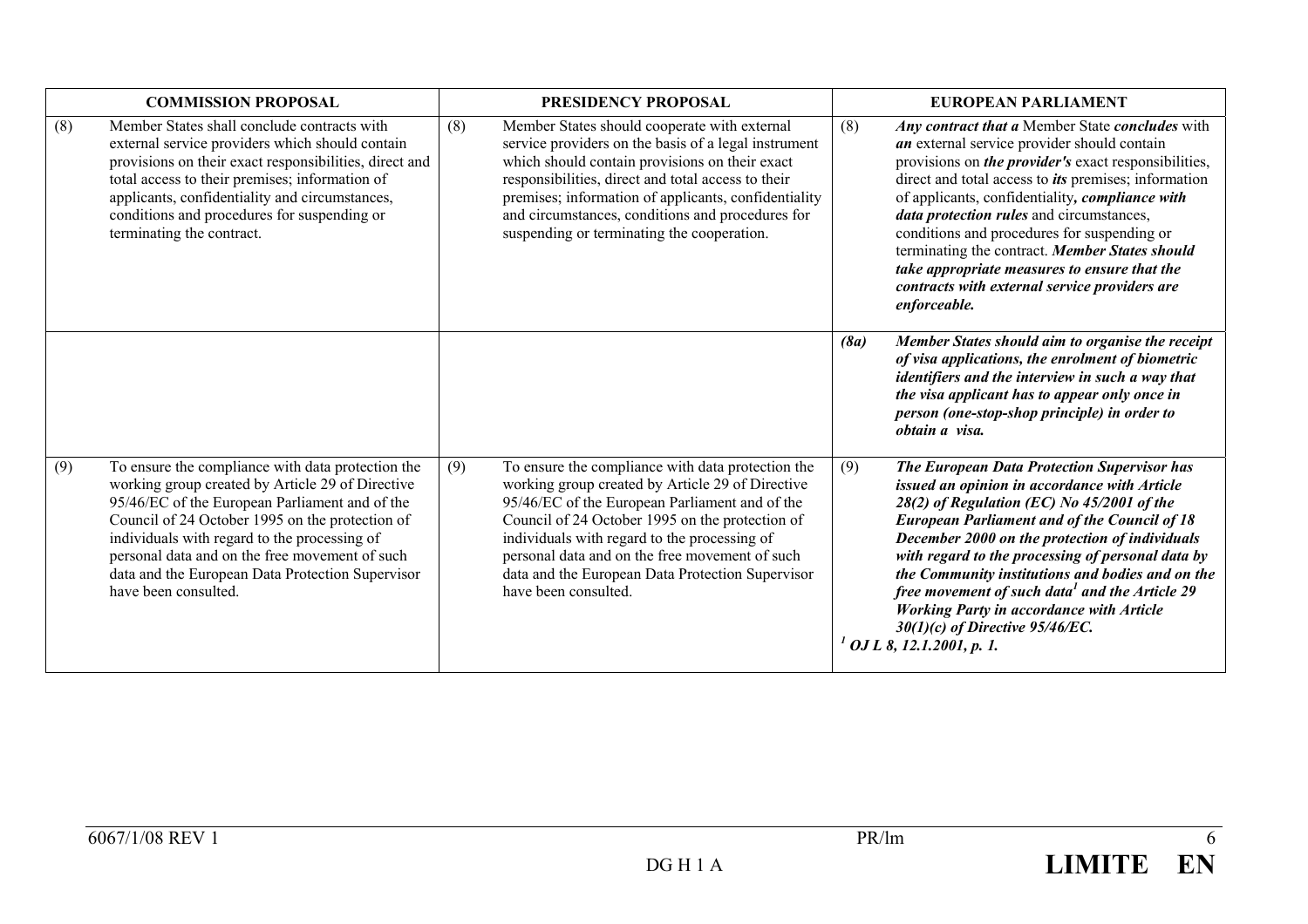| COMMISSION PROPOSAL | PRESIDENCY PROPOSAL | EUROPEAN PARLIAMENT |
|---|---|---|
| (8) Member States shall conclude contracts with external service providers which should contain provisions on their exact responsibilities, direct and total access to their premises; information of applicants, confidentiality and circumstances, conditions and procedures for suspending or terminating the contract. | (8) Member States should cooperate with external service providers on the basis of a legal instrument which should contain provisions on their exact responsibilities, direct and total access to their premises; information of applicants, confidentiality and circumstances, conditions and procedures for suspending or terminating the cooperation. | (8) ***Any contract that a*** Member State ***concludes*** with ***an*** external service provider should contain provisions on ***the provider's*** exact responsibilities, direct and total access to ***its*** premises; information of applicants, confidentiality***, compliance with data protection rules*** and circumstances, conditions and procedures for suspending or terminating the contract. ***Member States should take appropriate measures to ensure that the contracts with external service providers are enforceable.*** |
| | | ***(8a) Member States should aim to organise the receipt of visa applications, the enrolment of biometric identifiers and the interview in such a way that the visa applicant has to appear only once in person (one-stop-shop principle) in order to obtain a visa.*** |
| (9) To ensure the compliance with data protection the working group created by Article 29 of Directive 95/46/EC of the European Parliament and of the Council of 24 October 1995 on the protection of individuals with regard to the processing of personal data and on the free movement of such data and the European Data Protection Supervisor have been consulted. | (9) To ensure the compliance with data protection the working group created by Article 29 of Directive 95/46/EC of the European Parliament and of the Council of 24 October 1995 on the protection of individuals with regard to the processing of personal data and on the free movement of such data and the European Data Protection Supervisor have been consulted. | (9) ***The European Data Protection Supervisor has issued an opinion in accordance with Article 28(2) of Regulation (EC) No 45/2001 of the European Parliament and of the Council of 18 December 2000 on the protection of individuals with regard to the processing of personal data by the Community institutions and bodies and on the free movement of such data[1] and the Article 29 Working Party in accordance with Article 30(1)(c) of Directive 95/46/EC.*** <br> ***[1] OJ L 8, 12.1.2001, p. 1.*** |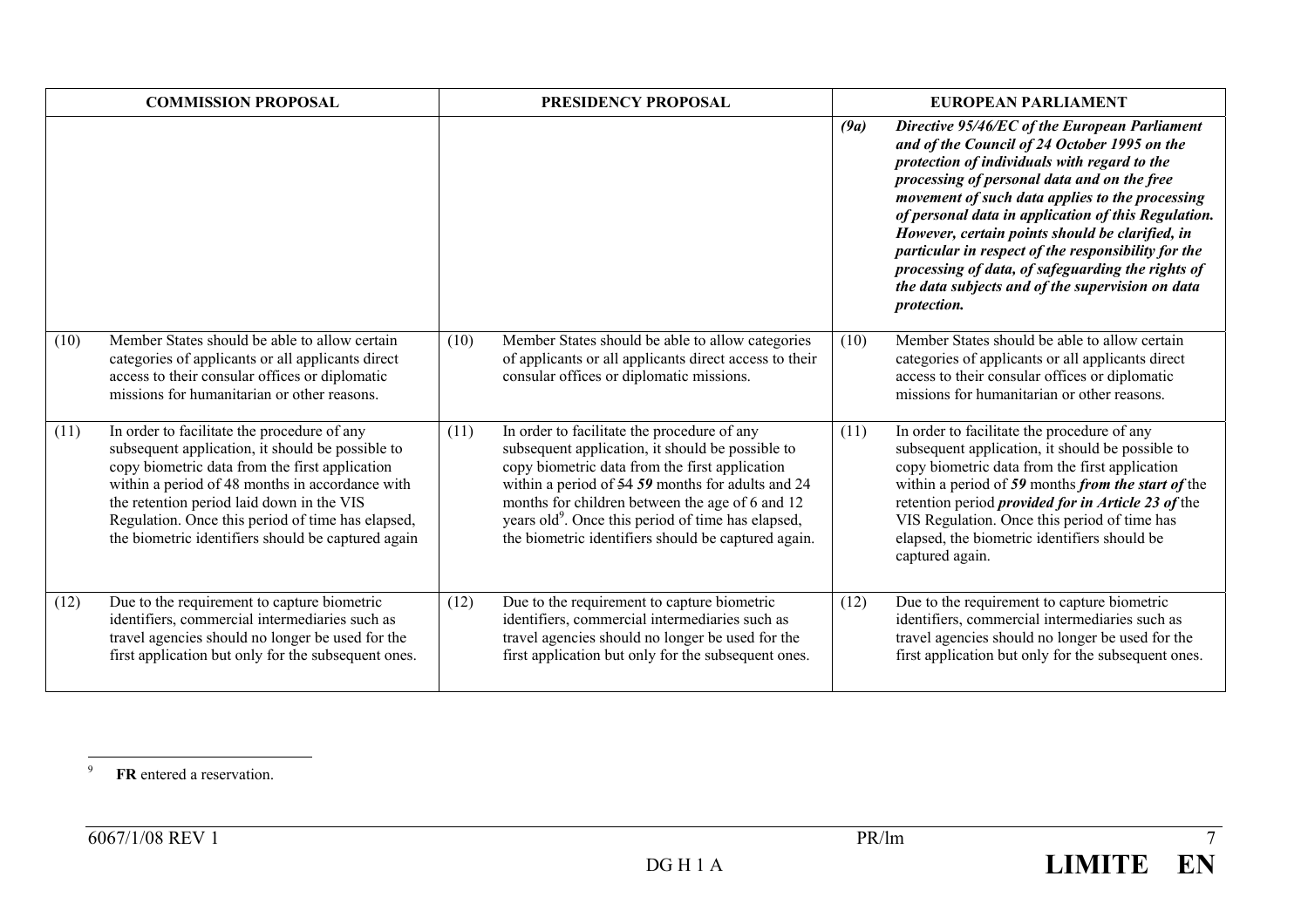| COMMISSION PROPOSAL | PRESIDENCY PROPOSAL | EUROPEAN PARLIAMENT |
|---|---|---|
| | | ***(9a)*** ***Directive 95/46/EC of the European Parliament and of the Council of 24 October 1995 on the protection of individuals with regard to the processing of personal data and on the free movement of such data applies to the processing of personal data in application of this Regulation. However, certain points should be clarified, in particular in respect of the responsibility for the processing of data, of safeguarding the rights of the data subjects and of the supervision on data protection.*** |
| (10) Member States should be able to allow certain categories of applicants or all applicants direct access to their consular offices or diplomatic missions for humanitarian or other reasons. | (10) Member States should be able to allow categories of applicants or all applicants direct access to their consular offices or diplomatic missions. | (10) Member States should be able to allow certain categories of applicants or all applicants direct access to their consular offices or diplomatic missions for humanitarian or other reasons. |
| (11) In order to facilitate the procedure of any subsequent application, it should be possible to copy biometric data from the first application within a period of 48 months in accordance with the retention period laid down in the VIS Regulation. Once this period of time has elapsed, the biometric identifiers should be captured again | (11) In order to facilitate the procedure of any subsequent application, it should be possible to copy biometric data from the first application within a period of ~~54~~ ***59*** months for adults and 24 months for children between the age of 6 and 12 years old[9]. Once this period of time has elapsed, the biometric identifiers should be captured again. | (11) In order to facilitate the procedure of any subsequent application, it should be possible to copy biometric data from the first application within a period of ***59*** months ***from the start of*** the retention period ***provided for in Article 23 of*** the VIS Regulation. Once this period of time has elapsed, the biometric identifiers should be captured again. |
| (12) Due to the requirement to capture biometric identifiers, commercial intermediaries such as travel agencies should no longer be used for the first application but only for the subsequent ones. | (12) Due to the requirement to capture biometric identifiers, commercial intermediaries such as travel agencies should no longer be used for the first application but only for the subsequent ones. | (12) Due to the requirement to capture biometric identifiers, commercial intermediaries such as travel agencies should no longer be used for the first application but only for the subsequent ones. |

[9] **FR** entered a reservation.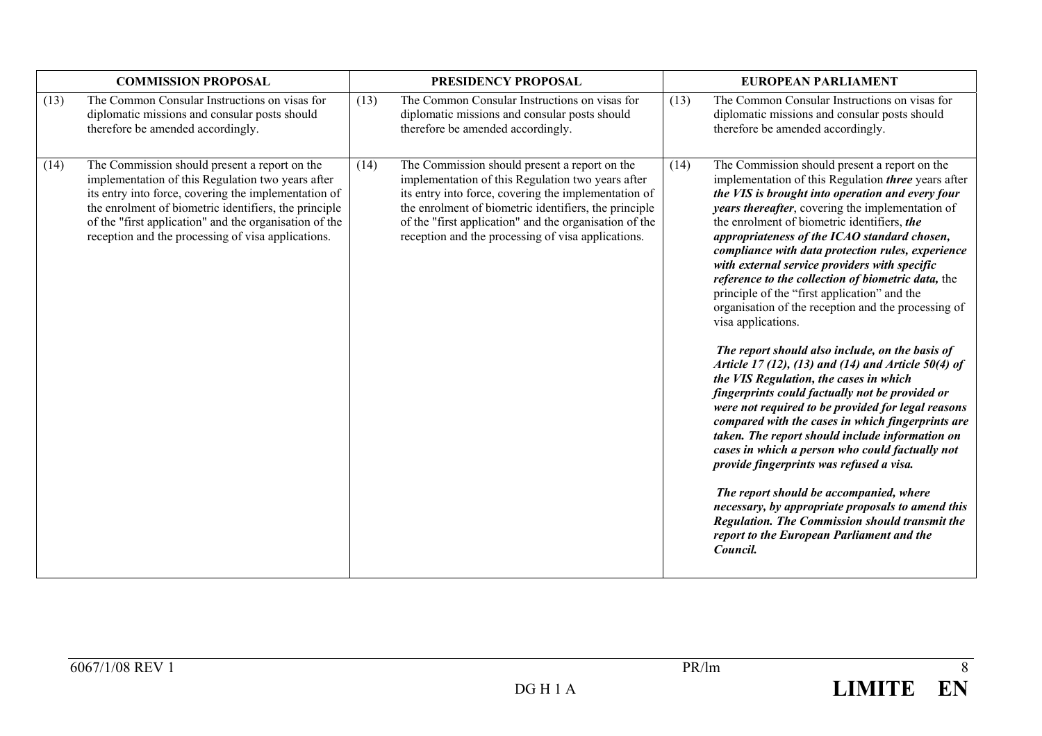| COMMISSION PROPOSAL | PRESIDENCY PROPOSAL | EUROPEAN PARLIAMENT |
|---|---|---|
| (13) The Common Consular Instructions on visas for diplomatic missions and consular posts should therefore be amended accordingly. | (13) The Common Consular Instructions on visas for diplomatic missions and consular posts should therefore be amended accordingly. | (13) The Common Consular Instructions on visas for diplomatic missions and consular posts should therefore be amended accordingly. |
| (14) The Commission should present a report on the implementation of this Regulation two years after its entry into force, covering the implementation of the enrolment of biometric identifiers, the principle of the "first application" and the organisation of the reception and the processing of visa applications. | (14) The Commission should present a report on the implementation of this Regulation two years after its entry into force, covering the implementation of the enrolment of biometric identifiers, the principle of the "first application" and the organisation of the reception and the processing of visa applications. | (14) The Commission should present a report on the implementation of this Regulation ***three*** years after ***the VIS is brought into operation and every four years thereafter***, covering the implementation of the enrolment of biometric identifiers, ***the appropriateness of the ICAO standard chosen, compliance with data protection rules, experience with external service providers with specific reference to the collection of biometric data,*** the principle of the "first application" and the organisation of the reception and the processing of visa applications.<br><br>***The report should also include, on the basis of Article 17 (12), (13) and (14) and Article 50(4) of the VIS Regulation, the cases in which fingerprints could factually not be provided or were not required to be provided for legal reasons compared with the cases in which fingerprints are taken. The report should include information on cases in which a person who could factually not provide fingerprints was refused a visa.***<br><br>***The report should be accompanied, where necessary, by appropriate proposals to amend this Regulation. The Commission should transmit the report to the European Parliament and the Council.*** |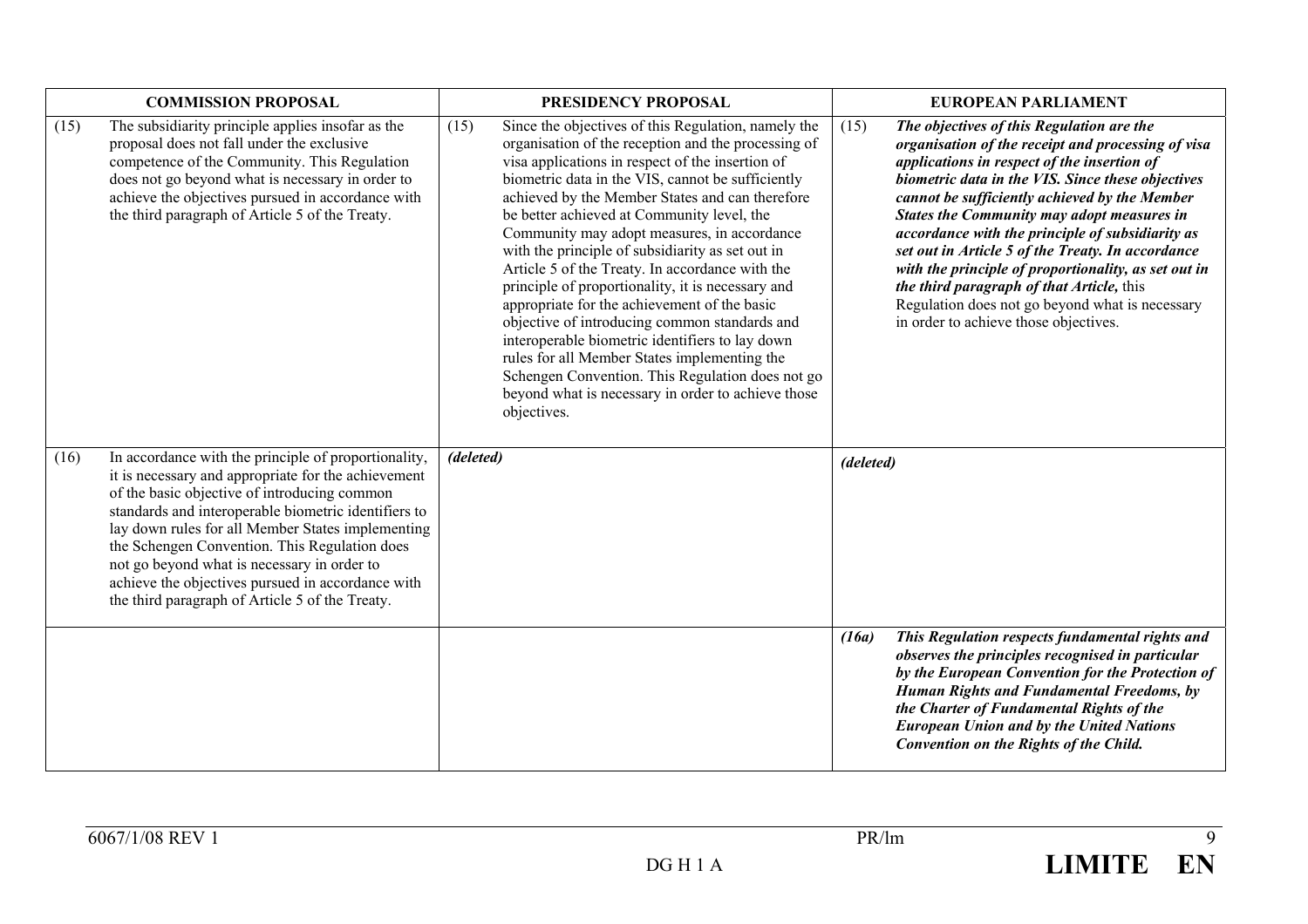| COMMISSION PROPOSAL | PRESIDENCY PROPOSAL | EUROPEAN PARLIAMENT |
|---|---|---|
| (15) The subsidiarity principle applies insofar as the proposal does not fall under the exclusive competence of the Community. This Regulation does not go beyond what is necessary in order to achieve the objectives pursued in accordance with the third paragraph of Article 5 of the Treaty. | (15) Since the objectives of this Regulation, namely the organisation of the reception and the processing of visa applications in respect of the insertion of biometric data in the VIS, cannot be sufficiently achieved by the Member States and can therefore be better achieved at Community level, the Community may adopt measures, in accordance with the principle of subsidiarity as set out in Article 5 of the Treaty. In accordance with the principle of proportionality, it is necessary and appropriate for the achievement of the basic objective of introducing common standards and interoperable biometric identifiers to lay down rules for all Member States implementing the Schengen Convention. This Regulation does not go beyond what is necessary in order to achieve those objectives. | (15) ***The objectives of this Regulation are the organisation of the receipt and processing of visa applications in respect of the insertion of biometric data in the VIS. Since these objectives cannot be sufficiently achieved by the Member States the Community may adopt measures in accordance with the principle of subsidiarity as set out in Article 5 of the Treaty. In accordance with the principle of proportionality, as set out in the third paragraph of that Article,*** this Regulation does not go beyond what is necessary in order to achieve those objectives. |
| (16) In accordance with the principle of proportionality, it is necessary and appropriate for the achievement of the basic objective of introducing common standards and interoperable biometric identifiers to lay down rules for all Member States implementing the Schengen Convention. This Regulation does not go beyond what is necessary in order to achieve the objectives pursued in accordance with the third paragraph of Article 5 of the Treaty. | ***(deleted)*** | ***(deleted)*** |
| | | ***(16a) This Regulation respects fundamental rights and observes the principles recognised in particular by the European Convention for the Protection of Human Rights and Fundamental Freedoms, by the Charter of Fundamental Rights of the European Union and by the United Nations Convention on the Rights of the Child.*** |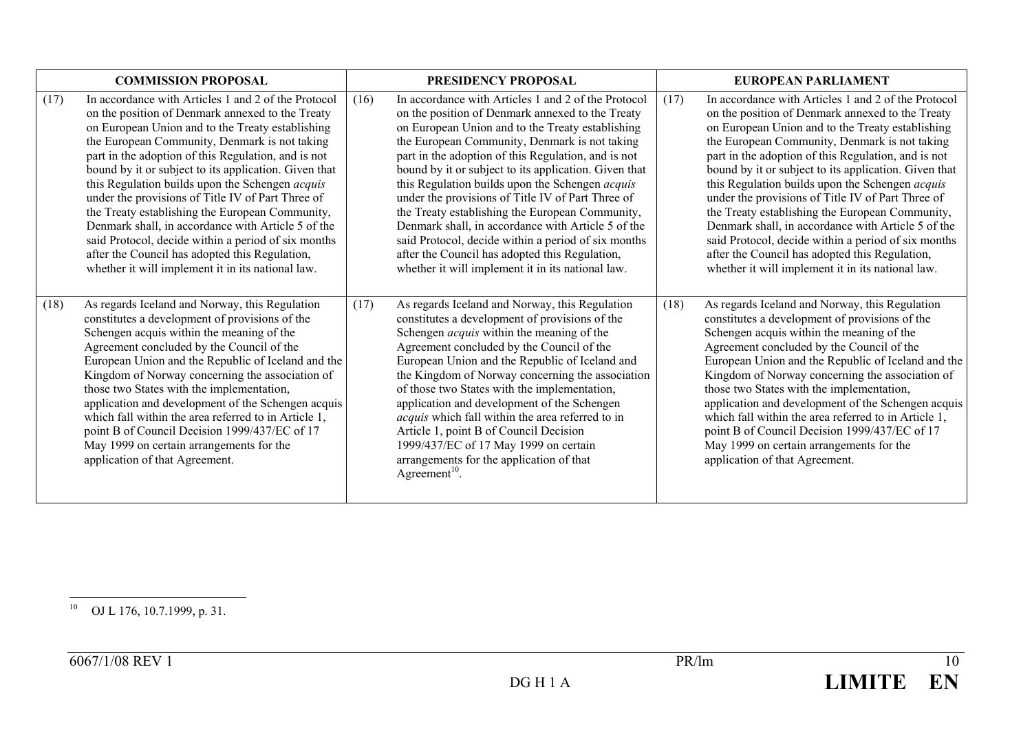| COMMISSION PROPOSAL | PRESIDENCY PROPOSAL | EUROPEAN PARLIAMENT |
|---|---|---|
| (17) In accordance with Articles 1 and 2 of the Protocol on the position of Denmark annexed to the Treaty on European Union and to the Treaty establishing the European Community, Denmark is not taking part in the adoption of this Regulation, and is not bound by it or subject to its application. Given that this Regulation builds upon the Schengen *acquis* under the provisions of Title IV of Part Three of the Treaty establishing the European Community, Denmark shall, in accordance with Article 5 of the said Protocol, decide within a period of six months after the Council has adopted this Regulation, whether it will implement it in its national law. | (16) In accordance with Articles 1 and 2 of the Protocol on the position of Denmark annexed to the Treaty on European Union and to the Treaty establishing the European Community, Denmark is not taking part in the adoption of this Regulation, and is not bound by it or subject to its application. Given that this Regulation builds upon the Schengen *acquis* under the provisions of Title IV of Part Three of the Treaty establishing the European Community, Denmark shall, in accordance with Article 5 of the said Protocol, decide within a period of six months after the Council has adopted this Regulation, whether it will implement it in its national law. | (17) In accordance with Articles 1 and 2 of the Protocol on the position of Denmark annexed to the Treaty on European Union and to the Treaty establishing the European Community, Denmark is not taking part in the adoption of this Regulation, and is not bound by it or subject to its application. Given that this Regulation builds upon the Schengen *acquis* under the provisions of Title IV of Part Three of the Treaty establishing the European Community, Denmark shall, in accordance with Article 5 of the said Protocol, decide within a period of six months after the Council has adopted this Regulation, whether it will implement it in its national law. |
| (18) As regards Iceland and Norway, this Regulation constitutes a development of provisions of the Schengen acquis within the meaning of the Agreement concluded by the Council of the European Union and the Republic of Iceland and the Kingdom of Norway concerning the association of those two States with the implementation, application and development of the Schengen acquis which fall within the area referred to in Article 1, point B of Council Decision 1999/437/EC of 17 May 1999 on certain arrangements for the application of that Agreement. | (17) As regards Iceland and Norway, this Regulation constitutes a development of provisions of the Schengen *acquis* within the meaning of the Agreement concluded by the Council of the European Union and the Republic of Iceland and the Kingdom of Norway concerning the association of those two States with the implementation, application and development of the Schengen *acquis* which fall within the area referred to in Article 1, point B of Council Decision 1999/437/EC of 17 May 1999 on certain arrangements for the application of that Agreement[10]. | (18) As regards Iceland and Norway, this Regulation constitutes a development of provisions of the Schengen acquis within the meaning of the Agreement concluded by the Council of the European Union and the Republic of Iceland and the Kingdom of Norway concerning the association of those two States with the implementation, application and development of the Schengen acquis which fall within the area referred to in Article 1, point B of Council Decision 1999/437/EC of 17 May 1999 on certain arrangements for the application of that Agreement. |

[10] OJ L 176, 10.7.1999, p. 31.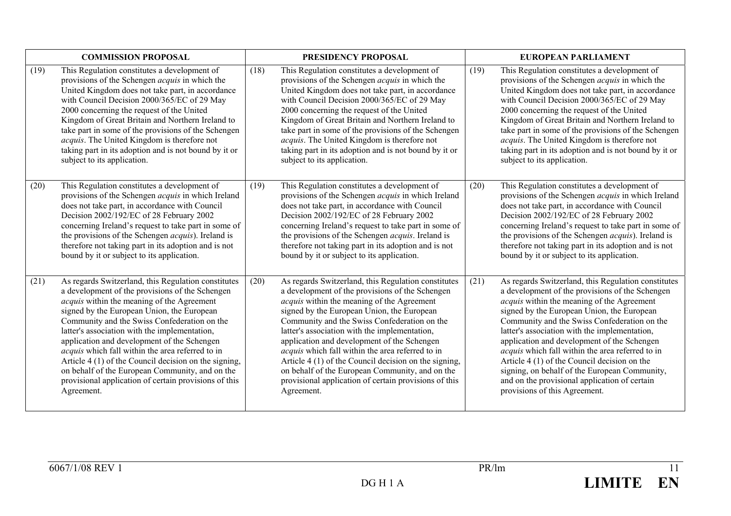| COMMISSION PROPOSAL | PRESIDENCY PROPOSAL | EUROPEAN PARLIAMENT |
|---|---|---|
| (19) This Regulation constitutes a development of provisions of the Schengen *acquis* in which the United Kingdom does not take part, in accordance with Council Decision 2000/365/EC of 29 May 2000 concerning the request of the United Kingdom of Great Britain and Northern Ireland to take part in some of the provisions of the Schengen *acquis*. The United Kingdom is therefore not taking part in its adoption and is not bound by it or subject to its application. | (18) This Regulation constitutes a development of provisions of the Schengen *acquis* in which the United Kingdom does not take part, in accordance with Council Decision 2000/365/EC of 29 May 2000 concerning the request of the United Kingdom of Great Britain and Northern Ireland to take part in some of the provisions of the Schengen *acquis*. The United Kingdom is therefore not taking part in its adoption and is not bound by it or subject to its application. | (19) This Regulation constitutes a development of provisions of the Schengen *acquis* in which the United Kingdom does not take part, in accordance with Council Decision 2000/365/EC of 29 May 2000 concerning the request of the United Kingdom of Great Britain and Northern Ireland to take part in some of the provisions of the Schengen *acquis*. The United Kingdom is therefore not taking part in its adoption and is not bound by it or subject to its application. |
| (20) This Regulation constitutes a development of provisions of the Schengen *acquis* in which Ireland does not take part, in accordance with Council Decision 2002/192/EC of 28 February 2002 concerning Ireland's request to take part in some of the provisions of the Schengen *acquis*). Ireland is therefore not taking part in its adoption and is not bound by it or subject to its application. | (19) This Regulation constitutes a development of provisions of the Schengen *acquis* in which Ireland does not take part, in accordance with Council Decision 2002/192/EC of 28 February 2002 concerning Ireland's request to take part in some of the provisions of the Schengen *acquis*. Ireland is therefore not taking part in its adoption and is not bound by it or subject to its application. | (20) This Regulation constitutes a development of provisions of the Schengen *acquis* in which Ireland does not take part, in accordance with Council Decision 2002/192/EC of 28 February 2002 concerning Ireland's request to take part in some of the provisions of the Schengen *acquis*). Ireland is therefore not taking part in its adoption and is not bound by it or subject to its application. |
| (21) As regards Switzerland, this Regulation constitutes a development of the provisions of the Schengen *acquis* within the meaning of the Agreement signed by the European Union, the European Community and the Swiss Confederation on the latter's association with the implementation, application and development of the Schengen *acquis* which fall within the area referred to in Article 4 (1) of the Council decision on the signing, on behalf of the European Community, and on the provisional application of certain provisions of this Agreement. | (20) As regards Switzerland, this Regulation constitutes a development of the provisions of the Schengen *acquis* within the meaning of the Agreement signed by the European Union, the European Community and the Swiss Confederation on the latter's association with the implementation, application and development of the Schengen *acquis* which fall within the area referred to in Article 4 (1) of the Council decision on the signing, on behalf of the European Community, and on the provisional application of certain provisions of this Agreement. | (21) As regards Switzerland, this Regulation constitutes a development of the provisions of the Schengen *acquis* within the meaning of the Agreement signed by the European Union, the European Community and the Swiss Confederation on the latter's association with the implementation, application and development of the Schengen *acquis* which fall within the area referred to in Article 4 (1) of the Council decision on the signing, on behalf of the European Community, and on the provisional application of certain provisions of this Agreement. |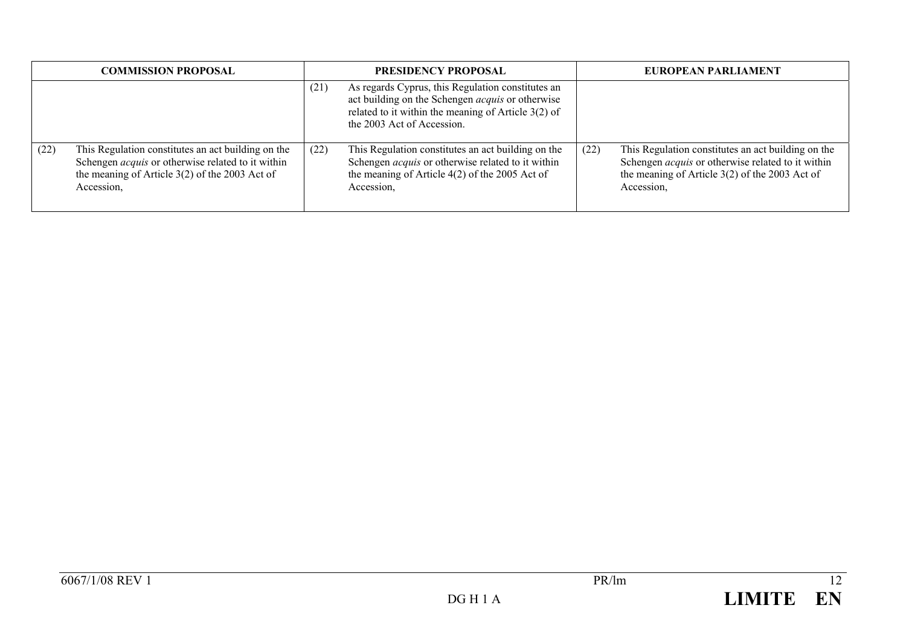| COMMISSION PROPOSAL | PRESIDENCY PROPOSAL | EUROPEAN PARLIAMENT |
|---|---|---|
| | (21) As regards Cyprus, this Regulation constitutes an act building on the Schengen *acquis* or otherwise related to it within the meaning of Article 3(2) of the 2003 Act of Accession. | |
| (22) This Regulation constitutes an act building on the Schengen *acquis* or otherwise related to it within the meaning of Article 3(2) of the 2003 Act of Accession, | (22) This Regulation constitutes an act building on the Schengen *acquis* or otherwise related to it within the meaning of Article 4(2) of the 2005 Act of Accession, | (22) This Regulation constitutes an act building on the Schengen *acquis* or otherwise related to it within the meaning of Article 3(2) of the 2003 Act of Accession, |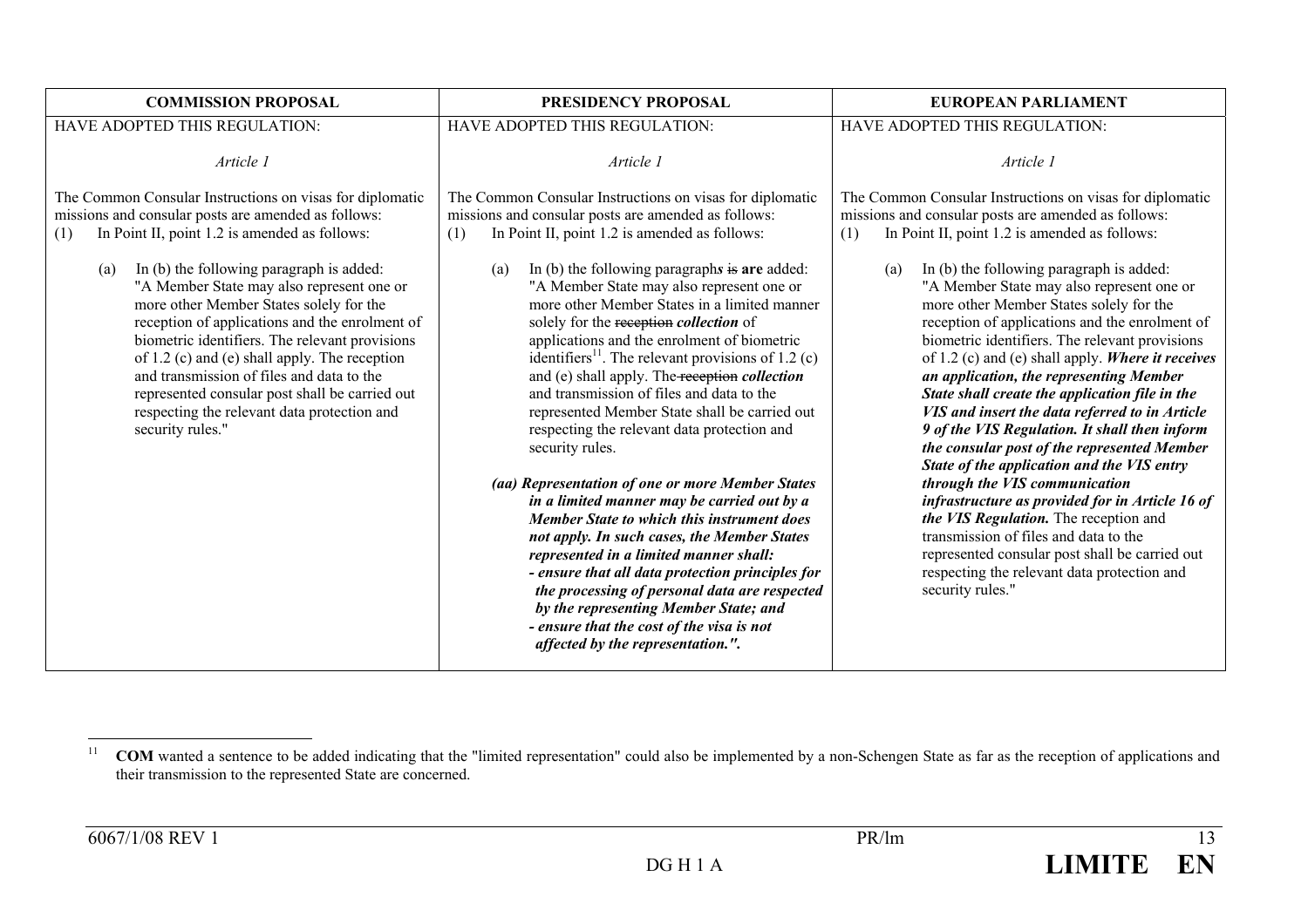| COMMISSION PROPOSAL | PRESIDENCY PROPOSAL | EUROPEAN PARLIAMENT |
| --- | --- | --- |
| HAVE ADOPTED THIS REGULATION:<br><br>*Article 1*<br><br>The Common Consular Instructions on visas for diplomatic missions and consular posts are amended as follows:<br>(1) In Point II, point 1.2 is amended as follows:<br><br>(a) In (b) the following paragraph is added:<br>"A Member State may also represent one or more other Member States solely for the reception of applications and the enrolment of biometric identifiers. The relevant provisions of 1.2 (c) and (e) shall apply. The reception and transmission of files and data to the represented consular post shall be carried out respecting the relevant data protection and security rules." | HAVE ADOPTED THIS REGULATION:<br><br>*Article 1*<br><br>The Common Consular Instructions on visas for diplomatic missions and consular posts are amended as follows:<br>(1) In Point II, point 1.2 is amended as follows:<br><br>(a) In (b) the following paragraph*s* ~~is~~ **are** added:<br>"A Member State may also represent one or more other Member States in a limited manner solely for the ~~reception~~ ***collection*** of applications and the enrolment of biometric identifiers[11]. The relevant provisions of 1.2 (c) and (e) shall apply. The ~~reception~~ ***collection*** and transmission of files and data to the represented Member State shall be carried out respecting the relevant data protection and security rules.<br><br>***(aa) Representation of one or more Member States in a limited manner may be carried out by a Member State to which this instrument does not apply. In such cases, the Member States represented in a limited manner shall:***<br>***- ensure that all data protection principles for the processing of personal data are respected by the representing Member State; and***<br>***- ensure that the cost of the visa is not affected by the representation.".*** | HAVE ADOPTED THIS REGULATION:<br><br>*Article 1*<br><br>The Common Consular Instructions on visas for diplomatic missions and consular posts are amended as follows:<br>(1) In Point II, point 1.2 is amended as follows:<br><br>(a) In (b) the following paragraph is added:<br>"A Member State may also represent one or more other Member States solely for the reception of applications and the enrolment of biometric identifiers. The relevant provisions of 1.2 (c) and (e) shall apply. ***Where it receives an application, the representing Member State shall create the application file in the VIS and insert the data referred to in Article 9 of the VIS Regulation. It shall then inform the consular post of the represented Member State of the application and the VIS entry through the VIS communication infrastructure as provided for in Article 16 of the VIS Regulation.*** The reception and transmission of files and data to the represented consular post shall be carried out respecting the relevant data protection and security rules." |

[11] **COM** wanted a sentence to be added indicating that the "limited representation" could also be implemented by a non-Schengen State as far as the reception of applications and their transmission to the represented State are concerned.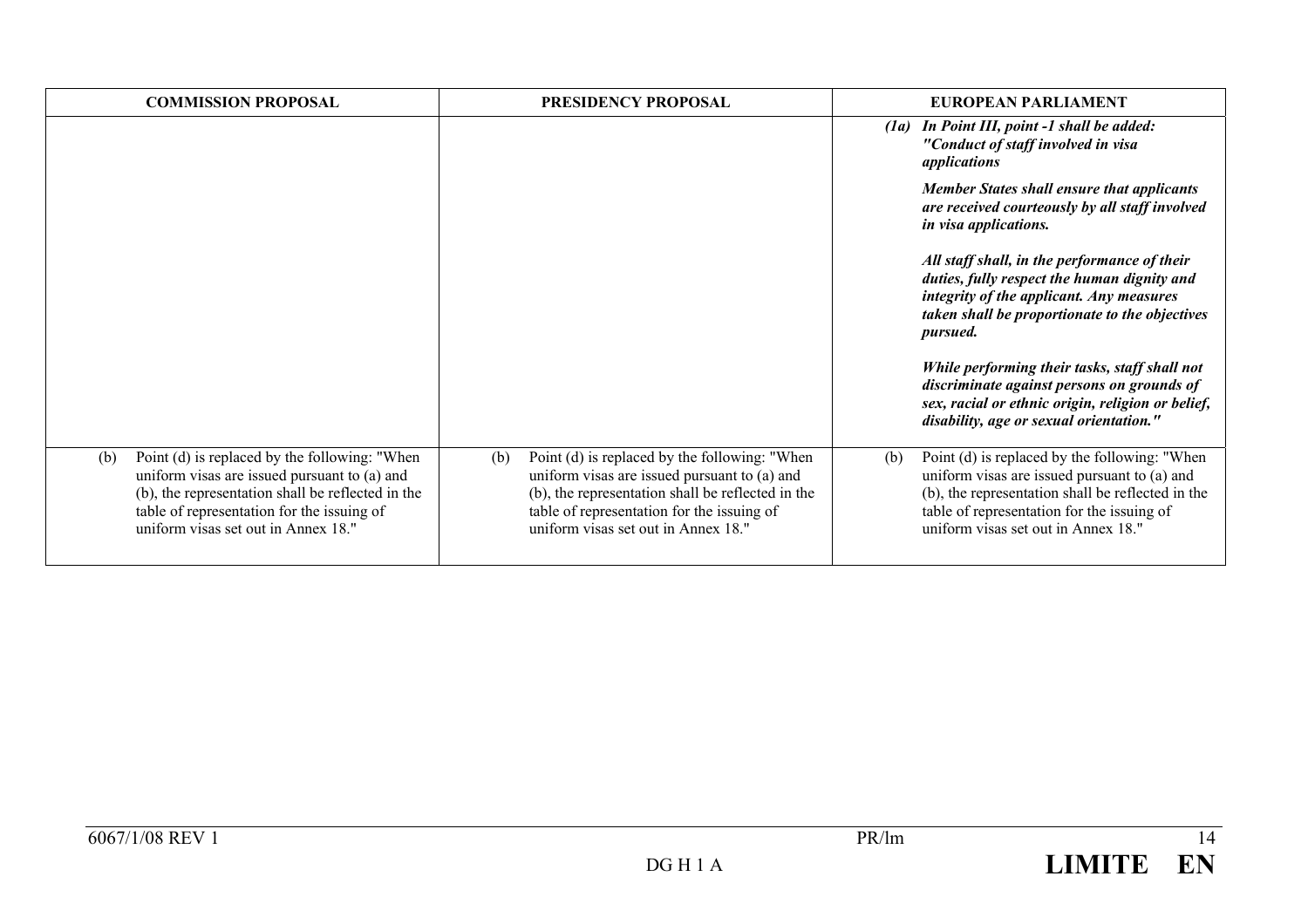| COMMISSION PROPOSAL | PRESIDENCY PROPOSAL | EUROPEAN PARLIAMENT |
|---|---|---|
| | | ***(1a) In Point III, point -1 shall be added: "Conduct of staff involved in visa applications*** <br><br> ***Member States shall ensure that applicants are received courteously by all staff involved in visa applications.*** <br><br> ***All staff shall, in the performance of their duties, fully respect the human dignity and integrity of the applicant. Any measures taken shall be proportionate to the objectives pursued.*** <br><br> ***While performing their tasks, staff shall not discriminate against persons on grounds of sex, racial or ethnic origin, religion or belief, disability, age or sexual orientation."*** |
| (b) Point (d) is replaced by the following: "When uniform visas are issued pursuant to (a) and (b), the representation shall be reflected in the table of representation for the issuing of uniform visas set out in Annex 18." | (b) Point (d) is replaced by the following: "When uniform visas are issued pursuant to (a) and (b), the representation shall be reflected in the table of representation for the issuing of uniform visas set out in Annex 18." | (b) Point (d) is replaced by the following: "When uniform visas are issued pursuant to (a) and (b), the representation shall be reflected in the table of representation for the issuing of uniform visas set out in Annex 18." |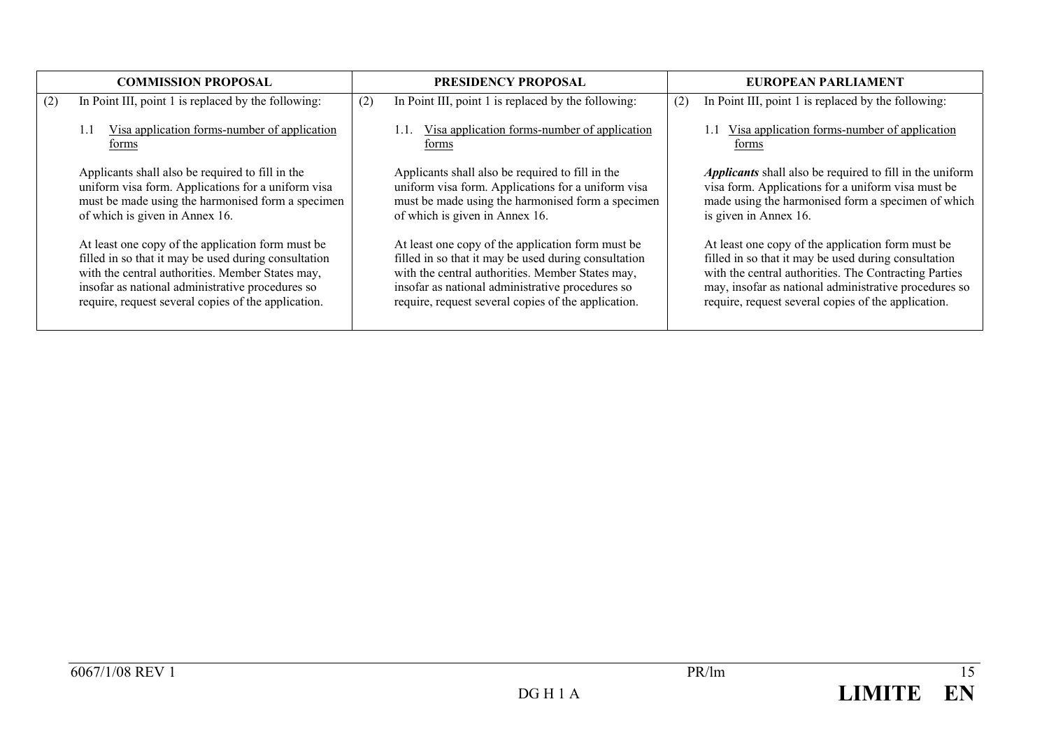| COMMISSION PROPOSAL | PRESIDENCY PROPOSAL | EUROPEAN PARLIAMENT |
|---|---|---|
| (2) In Point III, point 1 is replaced by the following:<br><br>1.1 <u>Visa application forms-number of application forms</u><br><br>Applicants shall also be required to fill in the uniform visa form. Applications for a uniform visa must be made using the harmonised form a specimen of which is given in Annex 16.<br><br>At least one copy of the application form must be filled in so that it may be used during consultation with the central authorities. Member States may, insofar as national administrative procedures so require, request several copies of the application. | (2) In Point III, point 1 is replaced by the following:<br><br>1.1. <u>Visa application forms-number of application forms</u><br><br>Applicants shall also be required to fill in the uniform visa form. Applications for a uniform visa must be made using the harmonised form a specimen of which is given in Annex 16.<br><br>At least one copy of the application form must be filled in so that it may be used during consultation with the central authorities. Member States may, insofar as national administrative procedures so require, request several copies of the application. | (2) In Point III, point 1 is replaced by the following:<br><br>1.1 <u>Visa application forms-number of application forms</u><br><br>***Applicants*** shall also be required to fill in the uniform visa form. Applications for a uniform visa must be made using the harmonised form a specimen of which is given in Annex 16.<br><br>At least one copy of the application form must be filled in so that it may be used during consultation with the central authorities. The Contracting Parties may, insofar as national administrative procedures so require, request several copies of the application. |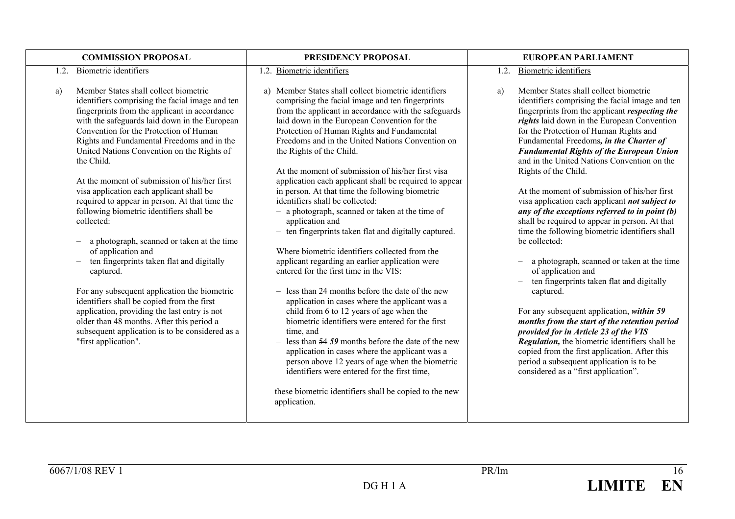| COMMISSION PROPOSAL | PRESIDENCY PROPOSAL | EUROPEAN PARLIAMENT |
|---|---|---|
| 1.2. Biometric identifiers<br><br>a) Member States shall collect biometric identifiers comprising the facial image and ten fingerprints from the applicant in accordance with the safeguards laid down in the European Convention for the Protection of Human Rights and Fundamental Freedoms and in the United Nations Convention on the Rights of the Child.<br><br>At the moment of submission of his/her first visa application each applicant shall be required to appear in person. At that time the following biometric identifiers shall be collected:<br><br>– a photograph, scanned or taken at the time of application and<br>– ten fingerprints taken flat and digitally captured.<br><br>For any subsequent application the biometric identifiers shall be copied from the first application, providing the last entry is not older than 48 months. After this period a subsequent application is to be considered as a "first application". | 1.2. Biometric identifiers<br><br>a) Member States shall collect biometric identifiers comprising the facial image and ten fingerprints from the applicant in accordance with the safeguards laid down in the European Convention for the Protection of Human Rights and Fundamental Freedoms and in the United Nations Convention on the Rights of the Child.<br><br>At the moment of submission of his/her first visa application each applicant shall be required to appear in person. At that time the following biometric identifiers shall be collected:<br>– a photograph, scanned or taken at the time of application and<br>– ten fingerprints taken flat and digitally captured.<br><br>Where biometric identifiers collected from the applicant regarding an earlier application were entered for the first time in the VIS:<br><br>– less than 24 months before the date of the new application in cases where the applicant was a child from 6 to 12 years of age when the biometric identifiers were entered for the first time, and<br>– less than ~~54~~ ***59*** months before the date of the new application in cases where the applicant was a person above 12 years of age when the biometric identifiers were entered for the first time,<br><br>these biometric identifiers shall be copied to the new application. | 1.2. Biometric identifiers<br><br>a) Member States shall collect biometric identifiers comprising the facial image and ten fingerprints from the applicant ***respecting the rights*** laid down in the European Convention for the Protection of Human Rights and Fundamental Freedoms***, in the Charter of Fundamental Rights of the European Union*** and in the United Nations Convention on the Rights of the Child.<br><br>At the moment of submission of his/her first visa application each applicant ***not subject to any of the exceptions referred to in point (b)*** shall be required to appear in person. At that time the following biometric identifiers shall be collected:<br><br>– a photograph, scanned or taken at the time of application and<br>– ten fingerprints taken flat and digitally captured.<br><br>For any subsequent application, ***within 59 months from the start of the retention period provided for in Article 23 of the VIS Regulation,*** the biometric identifiers shall be copied from the first application. After this period a subsequent application is to be considered as a "first application". |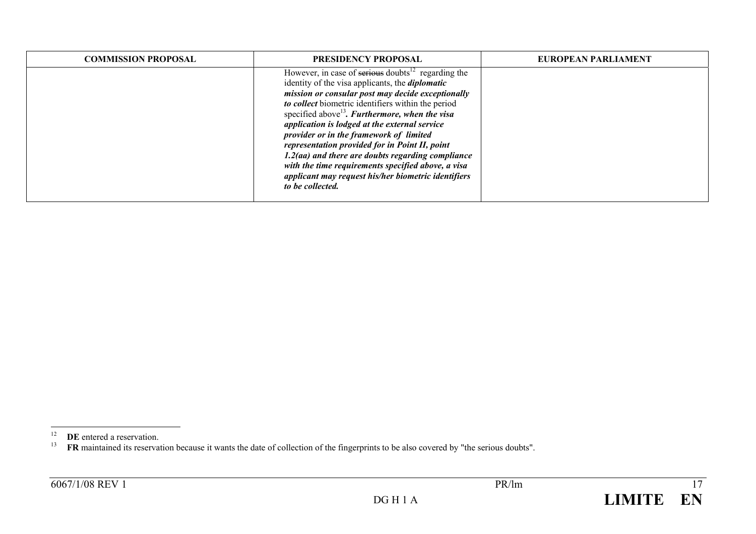| COMMISSION PROPOSAL | PRESIDENCY PROPOSAL | EUROPEAN PARLIAMENT |
|---|---|---|
| | However, in case of ~~serious~~ doubts[12] regarding the identity of the visa applicants, the ***diplomatic mission or consular post may decide exceptionally to collect*** biometric identifiers within the period specified above[13]***. Furthermore, when the visa application is lodged at the external service provider or in the framework of limited representation provided for in Point II, point 1.2(aa) and there are doubts regarding compliance with the time requirements specified above, a visa applicant may request his/her biometric identifiers to be collected.*** | |

[12] **DE** entered a reservation.

[13] **FR** maintained its reservation because it wants the date of collection of the fingerprints to be also covered by "the serious doubts".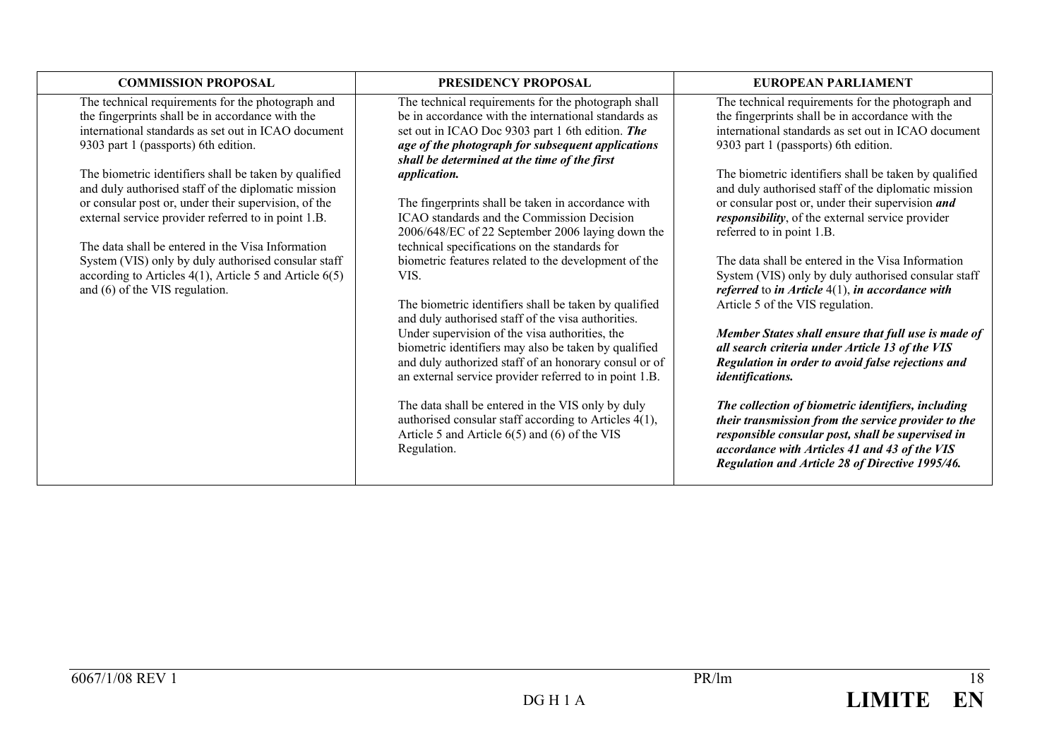| COMMISSION PROPOSAL | PRESIDENCY PROPOSAL | EUROPEAN PARLIAMENT |
|---|---|---|
| The technical requirements for the photograph and the fingerprints shall be in accordance with the international standards as set out in ICAO document 9303 part 1 (passports) 6th edition.<br><br>The biometric identifiers shall be taken by qualified and duly authorised staff of the diplomatic mission or consular post or, under their supervision, of the external service provider referred to in point 1.B.<br><br>The data shall be entered in the Visa Information System (VIS) only by duly authorised consular staff according to Articles 4(1), Article 5 and Article 6(5) and (6) of the VIS regulation. | The technical requirements for the photograph shall be in accordance with the international standards as set out in ICAO Doc 9303 part 1 6th edition. ***The age of the photograph for subsequent applications shall be determined at the time of the first application.***<br><br>The fingerprints shall be taken in accordance with ICAO standards and the Commission Decision 2006/648/EC of 22 September 2006 laying down the technical specifications on the standards for biometric features related to the development of the VIS.<br><br>The biometric identifiers shall be taken by qualified and duly authorised staff of the visa authorities. Under supervision of the visa authorities, the biometric identifiers may also be taken by qualified and duly authorized staff of an honorary consul or of an external service provider referred to in point 1.B.<br><br>The data shall be entered in the VIS only by duly authorised consular staff according to Articles 4(1), Article 5 and Article 6(5) and (6) of the VIS Regulation. | The technical requirements for the photograph and the fingerprints shall be in accordance with the international standards as set out in ICAO document 9303 part 1 (passports) 6th edition.<br><br>The biometric identifiers shall be taken by qualified and duly authorised staff of the diplomatic mission or consular post or, under their supervision ***and responsibility***, of the external service provider referred to in point 1.B.<br><br>The data shall be entered in the Visa Information System (VIS) only by duly authorised consular staff ***referred*** to ***in Article*** 4(1), ***in accordance with*** Article 5 of the VIS regulation.<br><br>***Member States shall ensure that full use is made of all search criteria under Article 13 of the VIS Regulation in order to avoid false rejections and identifications.***<br><br>***The collection of biometric identifiers, including their transmission from the service provider to the responsible consular post, shall be supervised in accordance with Articles 41 and 43 of the VIS Regulation and Article 28 of Directive 1995/46.*** |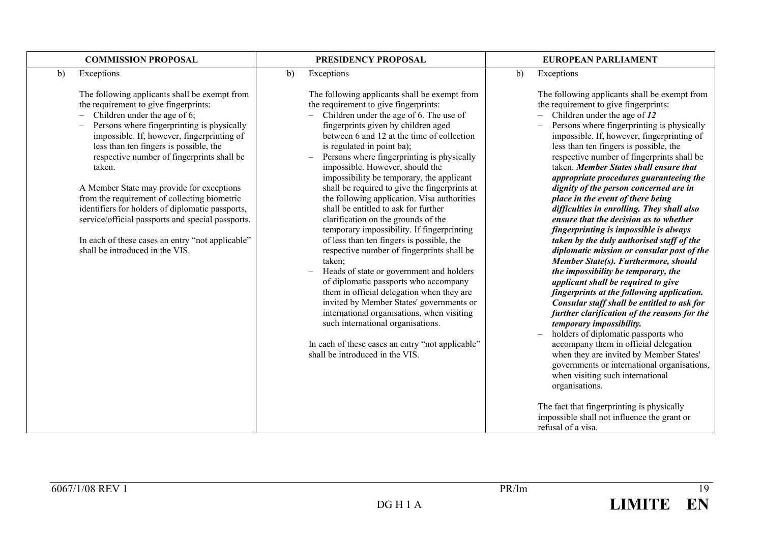| COMMISSION PROPOSAL | PRESIDENCY PROPOSAL | EUROPEAN PARLIAMENT |
|---|---|---|
| b) Exceptions<br><br>The following applicants shall be exempt from the requirement to give fingerprints:<br>– Children under the age of 6;<br>– Persons where fingerprinting is physically impossible. If, however, fingerprinting of less than ten fingers is possible, the respective number of fingerprints shall be taken.<br><br>A Member State may provide for exceptions from the requirement of collecting biometric identifiers for holders of diplomatic passports, service/official passports and special passports.<br><br>In each of these cases an entry "not applicable" shall be introduced in the VIS. | b) Exceptions<br><br>The following applicants shall be exempt from the requirement to give fingerprints:<br>– Children under the age of 6. The use of fingerprints given by children aged between 6 and 12 at the time of collection is regulated in point ba);<br>– Persons where fingerprinting is physically impossible. However, should the impossibility be temporary, the applicant shall be required to give the fingerprints at the following application. Visa authorities shall be entitled to ask for further clarification on the grounds of the temporary impossibility. If fingerprinting of less than ten fingers is possible, the respective number of fingerprints shall be taken;<br>– Heads of state or government and holders of diplomatic passports who accompany them in official delegation when they are invited by Member States' governments or international organisations, when visiting such international organisations.<br><br>In each of these cases an entry "not applicable" shall be introduced in the VIS. | b) Exceptions<br><br>The following applicants shall be exempt from the requirement to give fingerprints:<br>– Children under the age of ***12***<br>– Persons where fingerprinting is physically impossible. If, however, fingerprinting of less than ten fingers is possible, the respective number of fingerprints shall be taken. ***Member States shall ensure that appropriate procedures guaranteeing the dignity of the person concerned are in place in the event of there being difficulties in enrolling. They shall also ensure that the decision as to whether fingerprinting is impossible is always taken by the duly authorised staff of the diplomatic mission or consular post of the Member State(s). Furthermore, should the impossibility be temporary, the applicant shall be required to give fingerprints at the following application. Consular staff shall be entitled to ask for further clarification of the reasons for the temporary impossibility.***<br>– holders of diplomatic passports who accompany them in official delegation when they are invited by Member States' governments or international organisations, when visiting such international organisations.<br><br>The fact that fingerprinting is physically impossible shall not influence the grant or refusal of a visa. |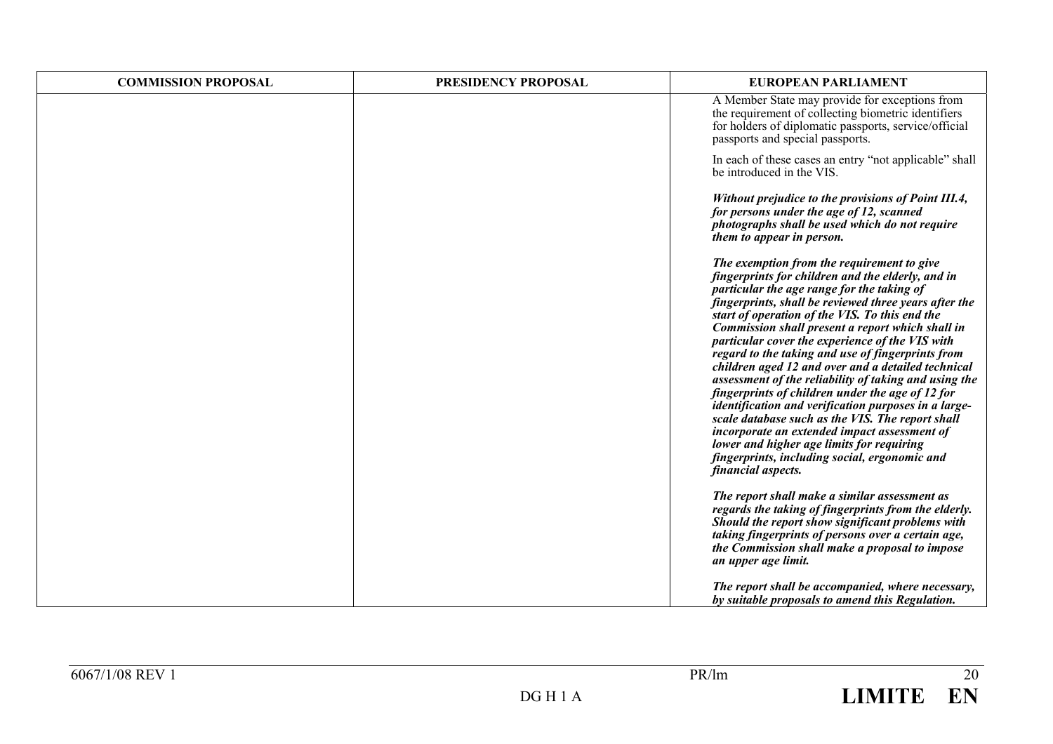| COMMISSION PROPOSAL | PRESIDENCY PROPOSAL | EUROPEAN PARLIAMENT |
|---|---|---|
| | | A Member State may provide for exceptions from the requirement of collecting biometric identifiers for holders of diplomatic passports, service/official passports and special passports.<br><br>In each of these cases an entry "not applicable" shall be introduced in the VIS.<br><br>***Without prejudice to the provisions of Point III.4, for persons under the age of 12, scanned photographs shall be used which do not require them to appear in person.***<br><br>***The exemption from the requirement to give fingerprints for children and the elderly, and in particular the age range for the taking of fingerprints, shall be reviewed three years after the start of operation of the VIS. To this end the Commission shall present a report which shall in particular cover the experience of the VIS with regard to the taking and use of fingerprints from children aged 12 and over and a detailed technical assessment of the reliability of taking and using the fingerprints of children under the age of 12 for identification and verification purposes in a large-scale database such as the VIS. The report shall incorporate an extended impact assessment of lower and higher age limits for requiring fingerprints, including social, ergonomic and financial aspects.***<br><br>***The report shall make a similar assessment as regards the taking of fingerprints from the elderly. Should the report show significant problems with taking fingerprints of persons over a certain age, the Commission shall make a proposal to impose an upper age limit.***<br><br>***The report shall be accompanied, where necessary, by suitable proposals to amend this Regulation.*** |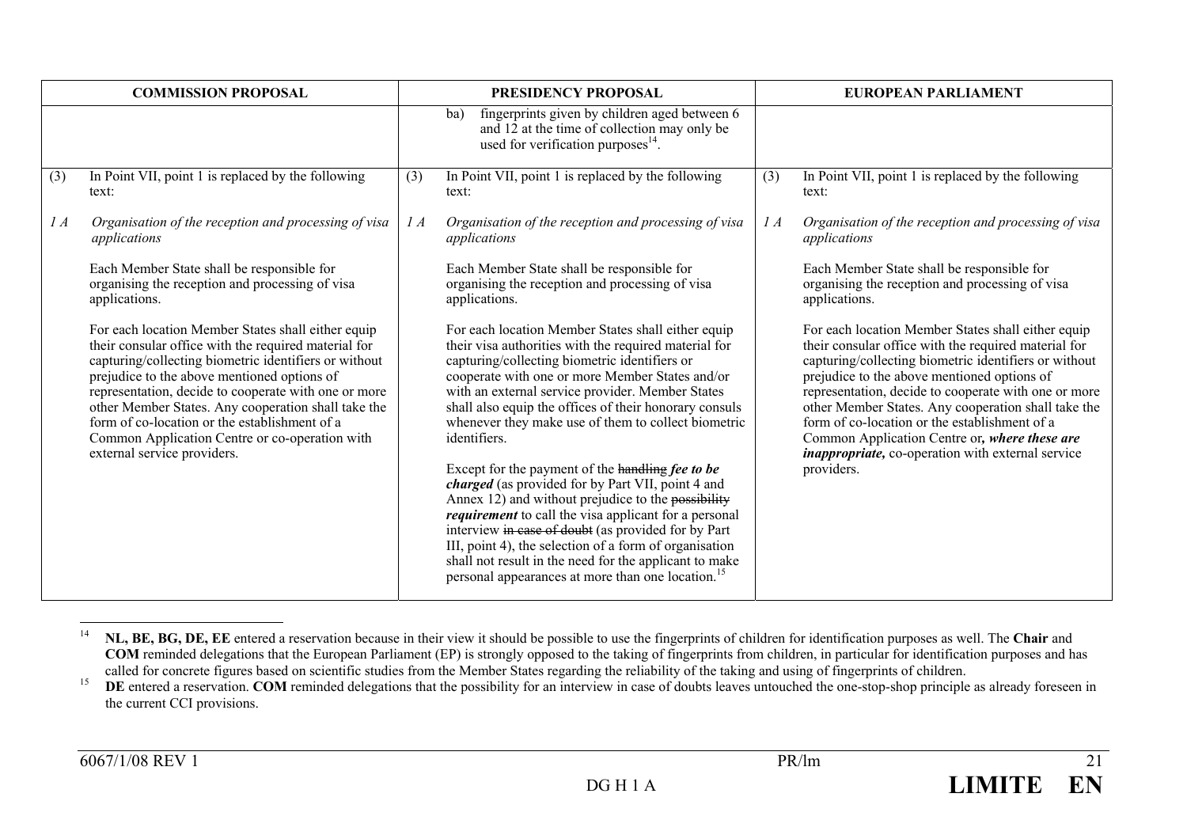| COMMISSION PROPOSAL | PRESIDENCY PROPOSAL | EUROPEAN PARLIAMENT |
|---|---|---|
| | ba) fingerprints given by children aged between 6 and 12 at the time of collection may only be used for verification purposes[14]. | |
| (3) In Point VII, point 1 is replaced by the following text:<br><br>*1 A Organisation of the reception and processing of visa applications*<br><br>Each Member State shall be responsible for organising the reception and processing of visa applications.<br><br>For each location Member States shall either equip their consular office with the required material for capturing/collecting biometric identifiers or without prejudice to the above mentioned options of representation, decide to cooperate with one or more other Member States. Any cooperation shall take the form of co-location or the establishment of a Common Application Centre or co-operation with external service providers. | (3) In Point VII, point 1 is replaced by the following text:<br><br>*1 A Organisation of the reception and processing of visa applications*<br><br>Each Member State shall be responsible for organising the reception and processing of visa applications.<br><br>For each location Member States shall either equip their visa authorities with the required material for capturing/collecting biometric identifiers or cooperate with one or more Member States and/or with an external service provider. Member States shall also equip the offices of their honorary consuls whenever they make use of them to collect biometric identifiers.<br><br>Except for the payment of the ~~handling~~ ***fee to be charged*** (as provided for by Part VII, point 4 and Annex 12) and without prejudice to the ~~possibility~~ ***requirement*** to call the visa applicant for a personal interview ~~in case of doubt~~ (as provided for by Part III, point 4), the selection of a form of organisation shall not result in the need for the applicant to make personal appearances at more than one location.[15] | (3) In Point VII, point 1 is replaced by the following text:<br><br>*1 A Organisation of the reception and processing of visa applications*<br><br>Each Member State shall be responsible for organising the reception and processing of visa applications.<br><br>For each location Member States shall either equip their consular office with the required material for capturing/collecting biometric identifiers or without prejudice to the above mentioned options of representation, decide to cooperate with one or more other Member States. Any cooperation shall take the form of co-location or the establishment of a Common Application Centre or***, where these are inappropriate,*** co-operation with external service providers. |

[14] **NL, BE, BG, DE, EE** entered a reservation because in their view it should be possible to use the fingerprints of children for identification purposes as well. The **Chair** and **COM** reminded delegations that the European Parliament (EP) is strongly opposed to the taking of fingerprints from children, in particular for identification purposes and has called for concrete figures based on scientific studies from the Member States regarding the reliability of the taking and using of fingerprints of children.

[15] **DE** entered a reservation. **COM** reminded delegations that the possibility for an interview in case of doubts leaves untouched the one-stop-shop principle as already foreseen in the current CCI provisions.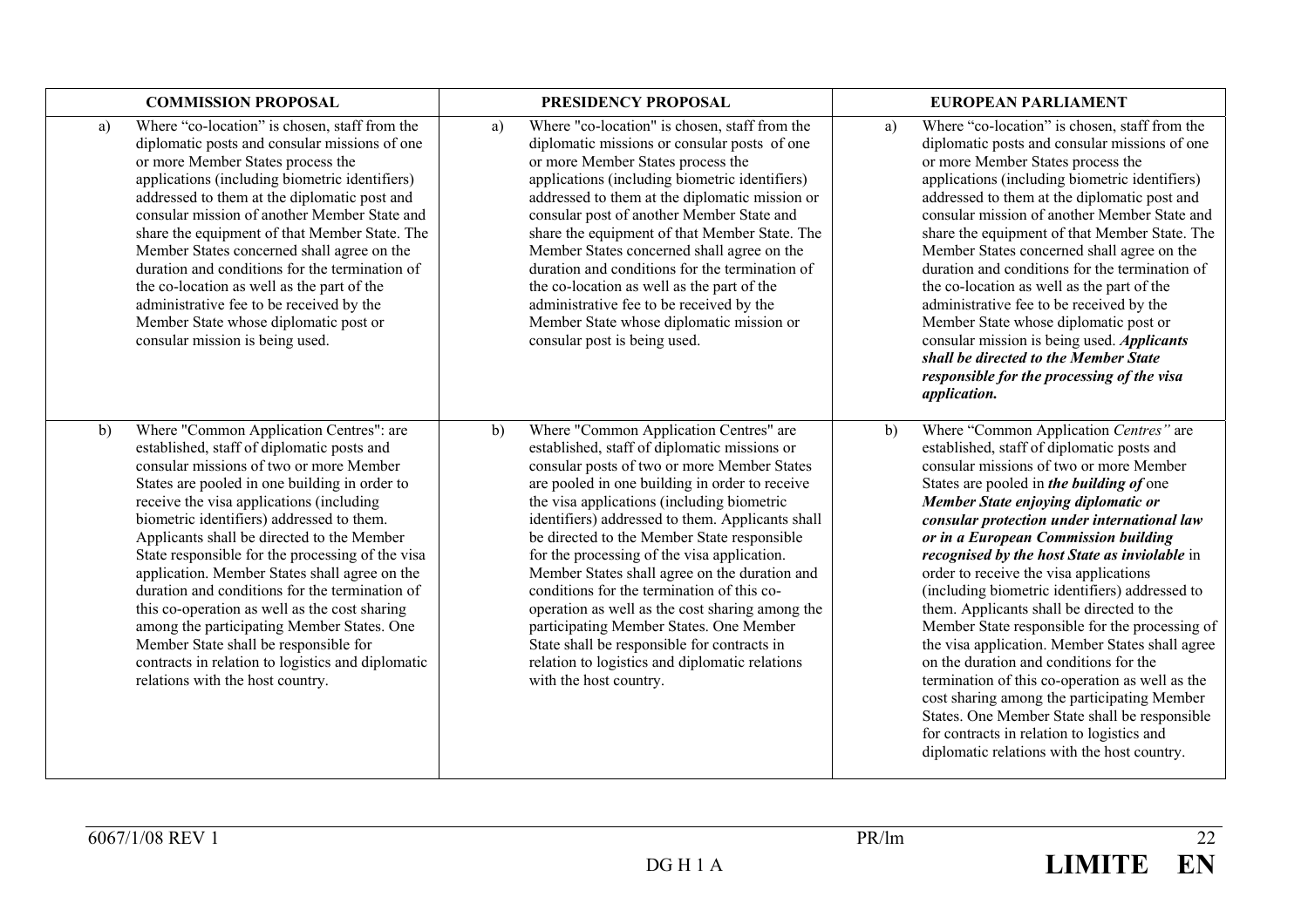| COMMISSION PROPOSAL | PRESIDENCY PROPOSAL | EUROPEAN PARLIAMENT |
|---|---|---|
| a) Where "co-location" is chosen, staff from the diplomatic posts and consular missions of one or more Member States process the applications (including biometric identifiers) addressed to them at the diplomatic post and consular mission of another Member State and share the equipment of that Member State. The Member States concerned shall agree on the duration and conditions for the termination of the co-location as well as the part of the administrative fee to be received by the Member State whose diplomatic post or consular mission is being used. | a) Where "co-location" is chosen, staff from the diplomatic missions or consular posts of one or more Member States process the applications (including biometric identifiers) addressed to them at the diplomatic mission or consular post of another Member State and share the equipment of that Member State. The Member States concerned shall agree on the duration and conditions for the termination of the co-location as well as the part of the administrative fee to be received by the Member State whose diplomatic mission or consular post is being used. | a) Where "co-location" is chosen, staff from the diplomatic posts and consular missions of one or more Member States process the applications (including biometric identifiers) addressed to them at the diplomatic post and consular mission of another Member State and share the equipment of that Member State. The Member States concerned shall agree on the duration and conditions for the termination of the co-location as well as the part of the administrative fee to be received by the Member State whose diplomatic post or consular mission is being used. ***Applicants shall be directed to the Member State responsible for the processing of the visa application.*** |
| b) Where "Common Application Centres": are established, staff of diplomatic posts and consular missions of two or more Member States are pooled in one building in order to receive the visa applications (including biometric identifiers) addressed to them. Applicants shall be directed to the Member State responsible for the processing of the visa application. Member States shall agree on the duration and conditions for the termination of this co-operation as well as the cost sharing among the participating Member States. One Member State shall be responsible for contracts in relation to logistics and diplomatic relations with the host country. | b) Where "Common Application Centres" are established, staff of diplomatic missions or consular posts of two or more Member States are pooled in one building in order to receive the visa applications (including biometric identifiers) addressed to them. Applicants shall be directed to the Member State responsible for the processing of the visa application. Member States shall agree on the duration and conditions for the termination of this co-operation as well as the cost sharing among the participating Member States. One Member State shall be responsible for contracts in relation to logistics and diplomatic relations with the host country. | b) Where "Common Application *Centres"* are established, staff of diplomatic posts and consular missions of two or more Member States are pooled in ***the building of*** one ***Member State enjoying diplomatic or consular protection under international law or in a European Commission building recognised by the host State as inviolable*** in order to receive the visa applications (including biometric identifiers) addressed to them. Applicants shall be directed to the Member State responsible for the processing of the visa application. Member States shall agree on the duration and conditions for the termination of this co-operation as well as the cost sharing among the participating Member States. One Member State shall be responsible for contracts in relation to logistics and diplomatic relations with the host country. |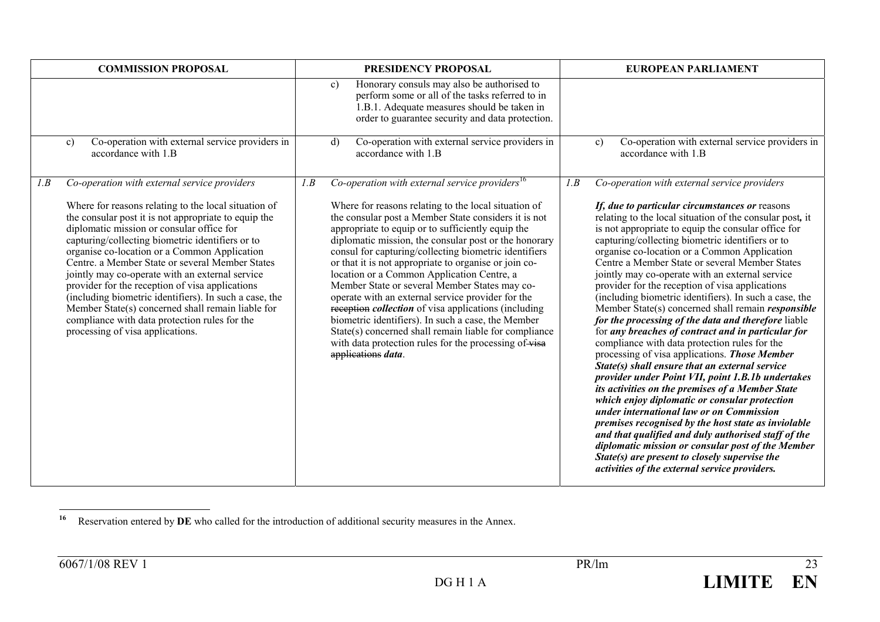| COMMISSION PROPOSAL | PRESIDENCY PROPOSAL | EUROPEAN PARLIAMENT |
|---|---|---|
| | c) Honorary consuls may also be authorised to perform some or all of the tasks referred to in 1.B.1. Adequate measures should be taken in order to guarantee security and data protection. | |
| c) Co-operation with external service providers in accordance with 1.B | d) Co-operation with external service providers in accordance with 1.B | c) Co-operation with external service providers in accordance with 1.B |
| *1.B Co-operation with external service providers*<br><br>Where for reasons relating to the local situation of the consular post it is not appropriate to equip the diplomatic mission or consular office for capturing/collecting biometric identifiers or to organise co-location or a Common Application Centre. a Member State or several Member States jointly may co-operate with an external service provider for the reception of visa applications (including biometric identifiers). In such a case, the Member State(s) concerned shall remain liable for compliance with data protection rules for the processing of visa applications. | *1.B Co-operation with external service providers*[16]<br><br>Where for reasons relating to the local situation of the consular post a Member State considers it is not appropriate to equip or to sufficiently equip the diplomatic mission, the consular post or the honorary consul for capturing/collecting biometric identifiers or that it is not appropriate to organise or join co-location or a Common Application Centre, a Member State or several Member States may co-operate with an external service provider for the ~~reception~~ ***collection*** of visa applications (including biometric identifiers). In such a case, the Member State(s) concerned shall remain liable for compliance with data protection rules for the processing of ~~visa applications~~ ***data***. | *1.B Co-operation with external service providers*<br><br>***If, due to particular circumstances or*** reasons relating to the local situation of the consular post***,*** it is not appropriate to equip the consular office for capturing/collecting biometric identifiers or to organise co-location or a Common Application Centre a Member State or several Member States jointly may co-operate with an external service provider for the reception of visa applications (including biometric identifiers). In such a case, the Member State(s) concerned shall remain ***responsible for the processing of the data and therefore*** liable for ***any breaches of contract and in particular for*** compliance with data protection rules for the processing of visa applications. ***Those Member State(s) shall ensure that an external service provider under Point VII, point 1.B.1b undertakes its activities on the premises of a Member State which enjoy diplomatic or consular protection under international law or on Commission premises recognised by the host state as inviolable and that qualified and duly authorised staff of the diplomatic mission or consular post of the Member State(s) are present to closely supervise the activities of the external service providers.*** |

[16] Reservation entered by **DE** who called for the introduction of additional security measures in the Annex.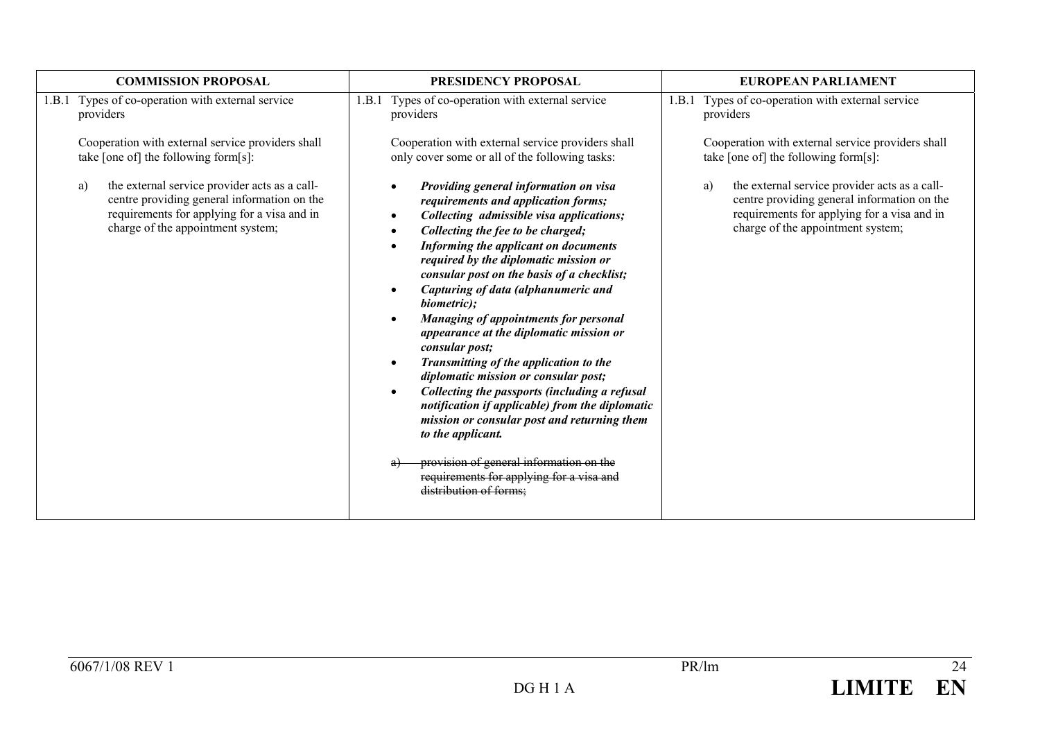| COMMISSION PROPOSAL | PRESIDENCY PROPOSAL | EUROPEAN PARLIAMENT |
|---|---|---|
| 1.B.1 Types of co-operation with external service providers<br><br>Cooperation with external service providers shall take [one of] the following form[s]:<br><br>a) the external service provider acts as a call-centre providing general information on the requirements for applying for a visa and in charge of the appointment system; | 1.B.1 Types of co-operation with external service providers<br><br>Cooperation with external service providers shall only cover some or all of the following tasks:<br><br>• ***Providing general information on visa requirements and application forms;***<br>• ***Collecting admissible visa applications;***<br>• ***Collecting the fee to be charged;***<br>• ***Informing the applicant on documents required by the diplomatic mission or consular post on the basis of a checklist;***<br>• ***Capturing of data (alphanumeric and biometric);***<br>• ***Managing of appointments for personal appearance at the diplomatic mission or consular post;***<br>• ***Transmitting of the application to the diplomatic mission or consular post;***<br>• ***Collecting the passports (including a refusal notification if applicable) from the diplomatic mission or consular post and returning them to the applicant.***<br><br>~~a) provision of general information on the requirements for applying for a visa and distribution of forms;~~ | 1.B.1 Types of co-operation with external service providers<br><br>Cooperation with external service providers shall take [one of] the following form[s]:<br><br>a) the external service provider acts as a call-centre providing general information on the requirements for applying for a visa and in charge of the appointment system; |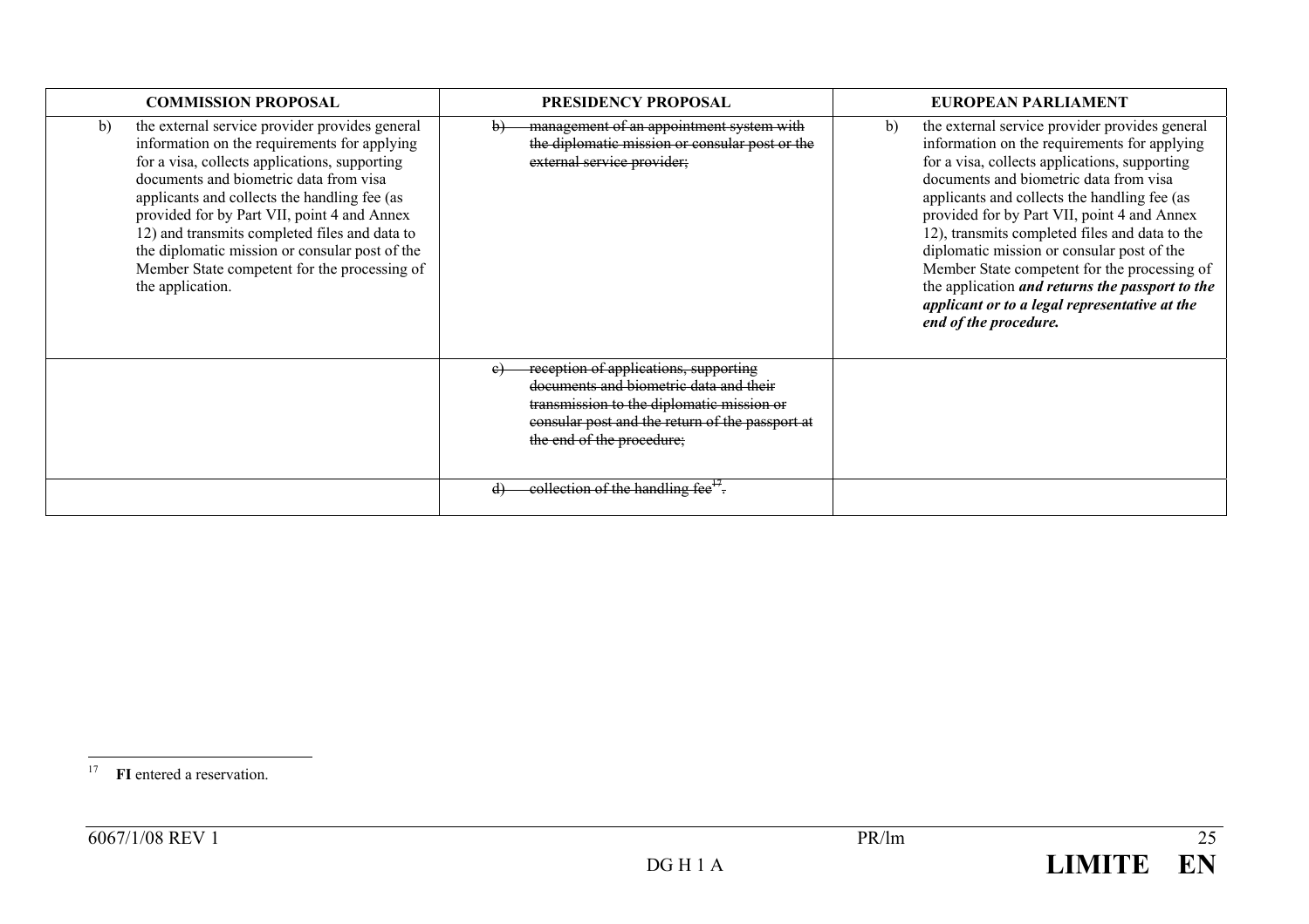| COMMISSION PROPOSAL | PRESIDENCY PROPOSAL | EUROPEAN PARLIAMENT |
|---|---|---|
| b) the external service provider provides general information on the requirements for applying for a visa, collects applications, supporting documents and biometric data from visa applicants and collects the handling fee (as provided for by Part VII, point 4 and Annex 12) and transmits completed files and data to the diplomatic mission or consular post of the Member State competent for the processing of the application. | ~~b) management of an appointment system with the diplomatic mission or consular post or the external service provider;~~ | b) the external service provider provides general information on the requirements for applying for a visa, collects applications, supporting documents and biometric data from visa applicants and collects the handling fee (as provided for by Part VII, point 4 and Annex 12), transmits completed files and data to the diplomatic mission or consular post of the Member State competent for the processing of the application ***and returns the passport to the applicant or to a legal representative at the end of the procedure.*** |
| | ~~c) reception of applications, supporting documents and biometric data and their transmission to the diplomatic mission or consular post and the return of the passport at the end of the procedure;~~ | |
| | ~~d) collection of the handling fee[17].~~ | |

[17] **FI** entered a reservation.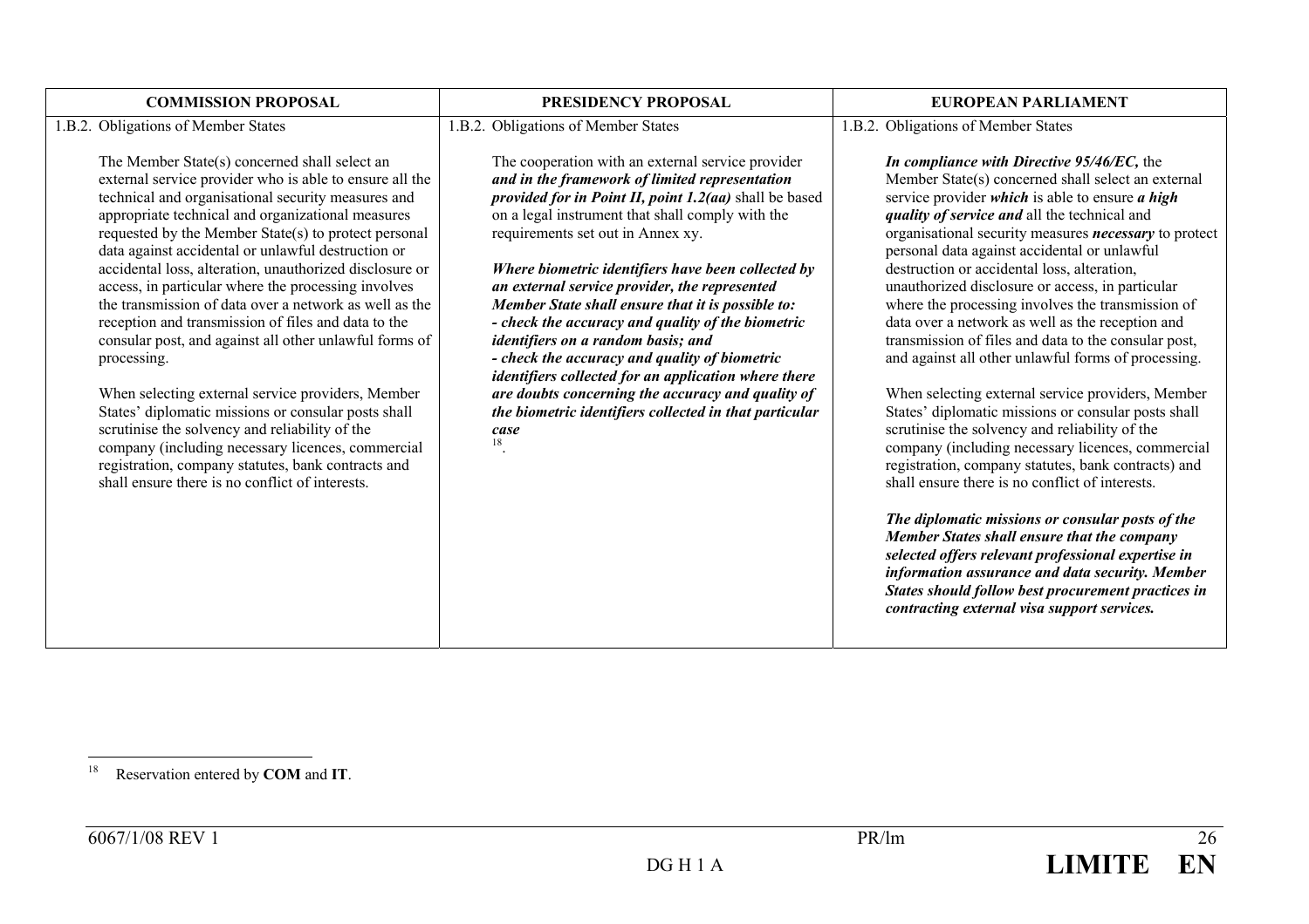| COMMISSION PROPOSAL | PRESIDENCY PROPOSAL | EUROPEAN PARLIAMENT |
|---|---|---|
| 1.B.2. Obligations of Member States<br><br>The Member State(s) concerned shall select an external service provider who is able to ensure all the technical and organisational security measures and appropriate technical and organizational measures requested by the Member State(s) to protect personal data against accidental or unlawful destruction or accidental loss, alteration, unauthorized disclosure or access, in particular where the processing involves the transmission of data over a network as well as the reception and transmission of files and data to the consular post, and against all other unlawful forms of processing.<br><br>When selecting external service providers, Member States' diplomatic missions or consular posts shall scrutinise the solvency and reliability of the company (including necessary licences, commercial registration, company statutes, bank contracts and shall ensure there is no conflict of interests. | 1.B.2. Obligations of Member States<br><br>The cooperation with an external service provider ***and in the framework of limited representation provided for in Point II, point 1.2(aa)*** shall be based on a legal instrument that shall comply with the requirements set out in Annex xy.<br><br>***Where biometric identifiers have been collected by an external service provider, the represented Member State shall ensure that it is possible to:***<br>***- check the accuracy and quality of the biometric identifiers on a random basis; and***<br>***- check the accuracy and quality of biometric identifiers collected for an application where there are doubts concerning the accuracy and quality of the biometric identifiers collected in that particular case***[18]. | 1.B.2. Obligations of Member States<br><br>***In compliance with Directive 95/46/EC,*** the Member State(s) concerned shall select an external service provider ***which*** is able to ensure ***a high quality of service and*** all the technical and organisational security measures ***necessary*** to protect personal data against accidental or unlawful destruction or accidental loss, alteration, unauthorized disclosure or access, in particular where the processing involves the transmission of data over a network as well as the reception and transmission of files and data to the consular post, and against all other unlawful forms of processing.<br><br>When selecting external service providers, Member States' diplomatic missions or consular posts shall scrutinise the solvency and reliability of the company (including necessary licences, commercial registration, company statutes, bank contracts) and shall ensure there is no conflict of interests.<br><br>***The diplomatic missions or consular posts of the Member States shall ensure that the company selected offers relevant professional expertise in information assurance and data security. Member States should follow best procurement practices in contracting external visa support services.*** |

[18] Reservation entered by **COM** and **IT**.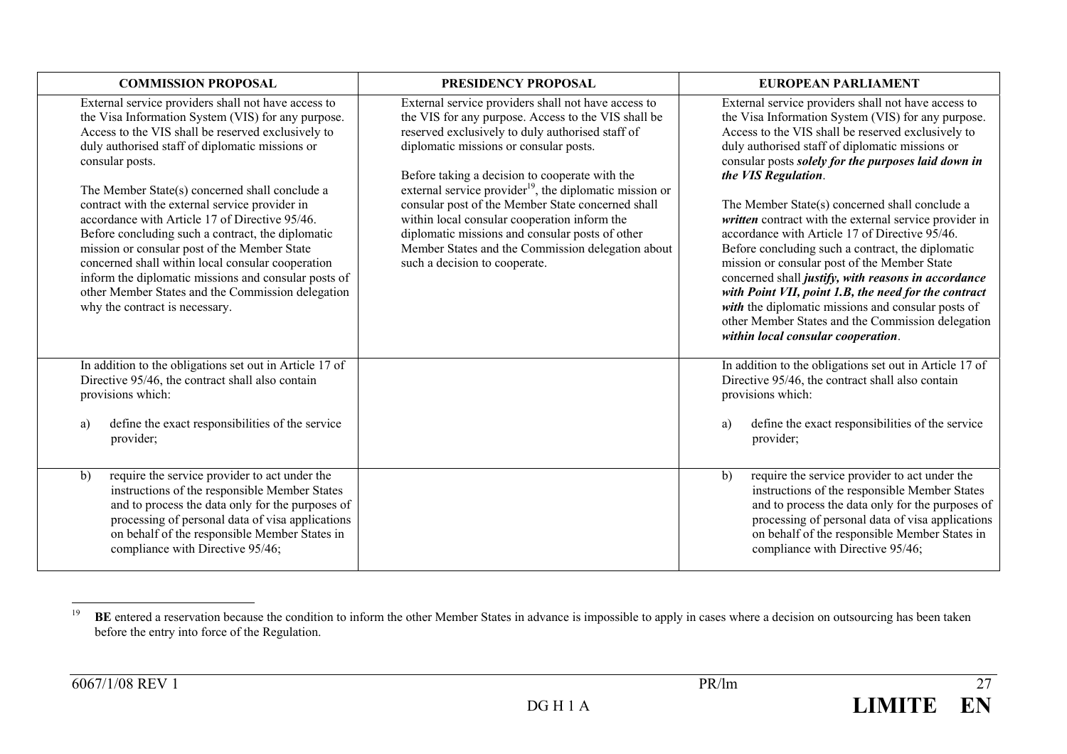| COMMISSION PROPOSAL | PRESIDENCY PROPOSAL | EUROPEAN PARLIAMENT |
|---|---|---|
| External service providers shall not have access to the Visa Information System (VIS) for any purpose. Access to the VIS shall be reserved exclusively to duly authorised staff of diplomatic missions or consular posts.<br><br>The Member State(s) concerned shall conclude a contract with the external service provider in accordance with Article 17 of Directive 95/46. Before concluding such a contract, the diplomatic mission or consular post of the Member State concerned shall within local consular cooperation inform the diplomatic missions and consular posts of other Member States and the Commission delegation why the contract is necessary. | External service providers shall not have access to the VIS for any purpose. Access to the VIS shall be reserved exclusively to duly authorised staff of diplomatic missions or consular posts.<br><br>Before taking a decision to cooperate with the external service provider[19], the diplomatic mission or consular post of the Member State concerned shall within local consular cooperation inform the diplomatic missions and consular posts of other Member States and the Commission delegation about such a decision to cooperate. | External service providers shall not have access to the Visa Information System (VIS) for any purpose. Access to the VIS shall be reserved exclusively to duly authorised staff of diplomatic missions or consular posts ***solely for the purposes laid down in the VIS Regulation***.<br><br>The Member State(s) concerned shall conclude a ***written*** contract with the external service provider in accordance with Article 17 of Directive 95/46. Before concluding such a contract, the diplomatic mission or consular post of the Member State concerned shall ***justify, with reasons in accordance with Point VII, point 1.B, the need for the contract with*** the diplomatic missions and consular posts of other Member States and the Commission delegation ***within local consular cooperation***. |
| In addition to the obligations set out in Article 17 of Directive 95/46, the contract shall also contain provisions which:<br><br>a) define the exact responsibilities of the service provider; | | In addition to the obligations set out in Article 17 of Directive 95/46, the contract shall also contain provisions which:<br><br>a) define the exact responsibilities of the service provider; |
| b) require the service provider to act under the instructions of the responsible Member States and to process the data only for the purposes of processing of personal data of visa applications on behalf of the responsible Member States in compliance with Directive 95/46; | | b) require the service provider to act under the instructions of the responsible Member States and to process the data only for the purposes of processing of personal data of visa applications on behalf of the responsible Member States in compliance with Directive 95/46; |

[19] **BE** entered a reservation because the condition to inform the other Member States in advance is impossible to apply in cases where a decision on outsourcing has been taken before the entry into force of the Regulation.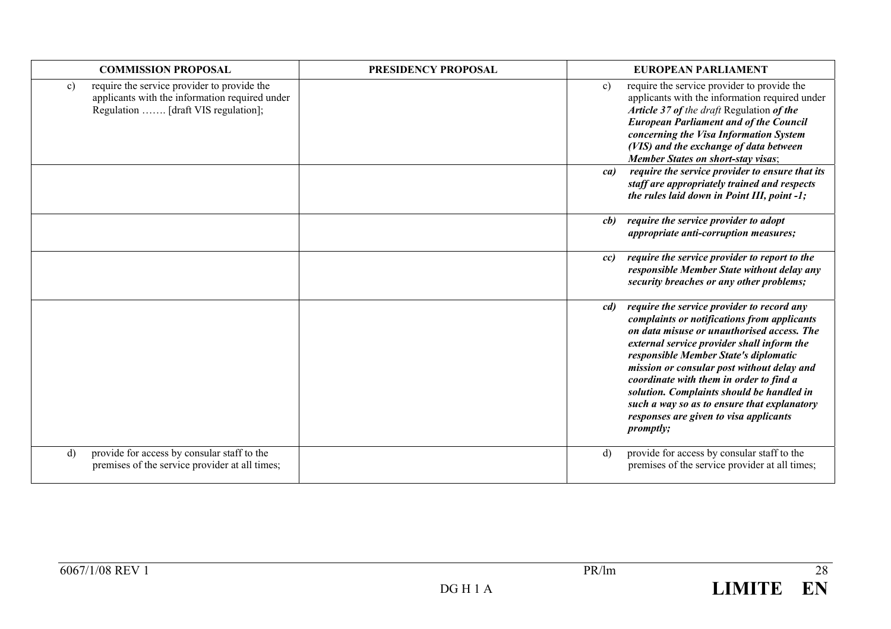| COMMISSION PROPOSAL | PRESIDENCY PROPOSAL | EUROPEAN PARLIAMENT |
|---|---|---|
| c) require the service provider to provide the applicants with the information required under Regulation ……. [draft VIS regulation]; | | c) require the service provider to provide the applicants with the information required under ***Article 37 of*** *the draft* Regulation ***of the European Parliament and of the Council concerning the Visa Information System (VIS) and the exchange of data between Member States on short-stay visas***; |
| | | ***ca) require the service provider to ensure that its staff are appropriately trained and respects the rules laid down in Point III, point -1;*** |
| | | ***cb) require the service provider to adopt appropriate anti-corruption measures;*** |
| | | ***cc) require the service provider to report to the responsible Member State without delay any security breaches or any other problems;*** |
| | | ***cd) require the service provider to record any complaints or notifications from applicants on data misuse or unauthorised access. The external service provider shall inform the responsible Member State's diplomatic mission or consular post without delay and coordinate with them in order to find a solution. Complaints should be handled in such a way so as to ensure that explanatory responses are given to visa applicants promptly;*** |
| d) provide for access by consular staff to the premises of the service provider at all times; | | d) provide for access by consular staff to the premises of the service provider at all times; |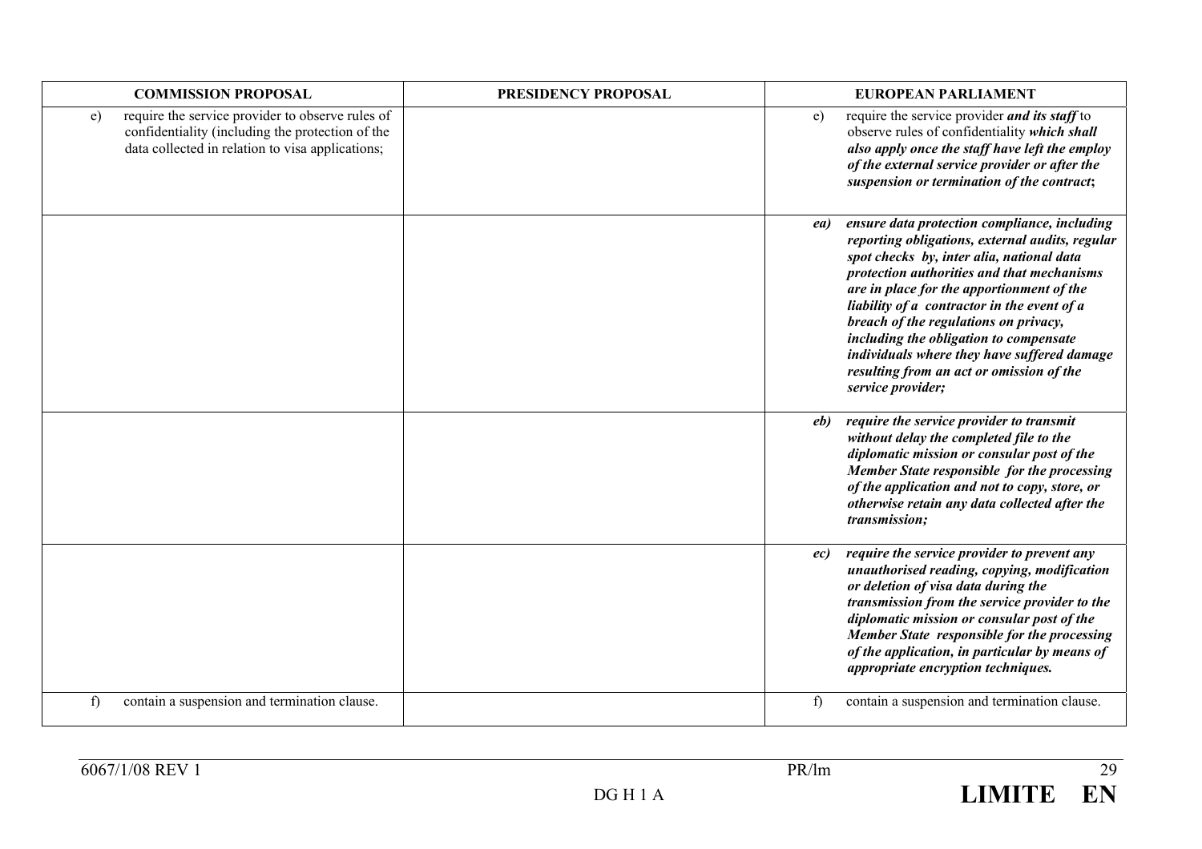| COMMISSION PROPOSAL | PRESIDENCY PROPOSAL | EUROPEAN PARLIAMENT |
|---|---|---|
| e) require the service provider to observe rules of confidentiality (including the protection of the data collected in relation to visa applications; | | e) require the service provider ***and its staff*** to observe rules of confidentiality ***which shall also apply once the staff have left the employ of the external service provider or after the suspension or termination of the contract***; |
| | | ***ea) ensure data protection compliance, including reporting obligations, external audits, regular spot checks by, inter alia, national data protection authorities and that mechanisms are in place for the apportionment of the liability of a contractor in the event of a breach of the regulations on privacy, including the obligation to compensate individuals where they have suffered damage resulting from an act or omission of the service provider;*** |
| | | ***eb) require the service provider to transmit without delay the completed file to the diplomatic mission or consular post of the Member State responsible for the processing of the application and not to copy, store, or otherwise retain any data collected after the transmission;*** |
| | | ***ec) require the service provider to prevent any unauthorised reading, copying, modification or deletion of visa data during the transmission from the service provider to the diplomatic mission or consular post of the Member State responsible for the processing of the application, in particular by means of appropriate encryption techniques.*** |
| f) contain a suspension and termination clause. | | f) contain a suspension and termination clause. |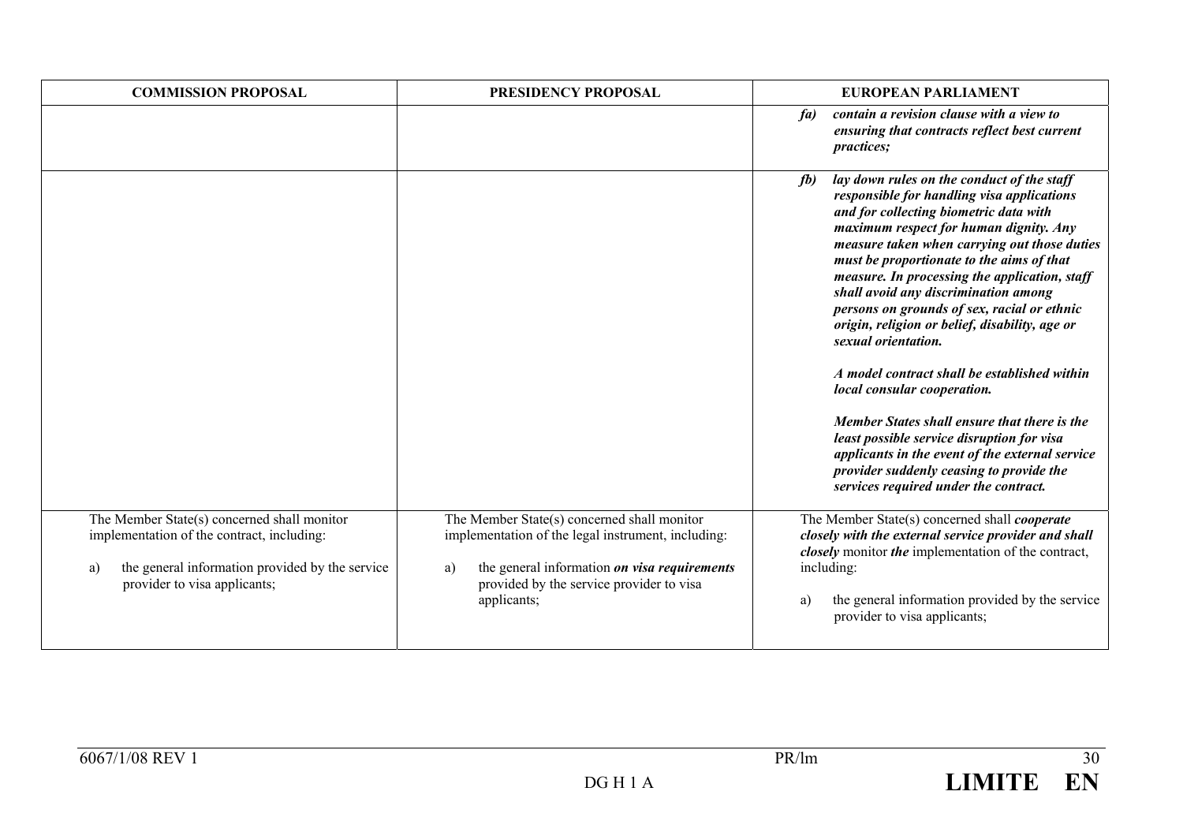| COMMISSION PROPOSAL | PRESIDENCY PROPOSAL | EUROPEAN PARLIAMENT |
|---|---|---|
| | | ***fa) contain a revision clause with a view to ensuring that contracts reflect best current practices;*** |
| | | ***fb) lay down rules on the conduct of the staff responsible for handling visa applications and for collecting biometric data with maximum respect for human dignity. Any measure taken when carrying out those duties must be proportionate to the aims of that measure. In processing the application, staff shall avoid any discrimination among persons on grounds of sex, racial or ethnic origin, religion or belief, disability, age or sexual orientation.***<br><br>***A model contract shall be established within local consular cooperation.***<br><br>***Member States shall ensure that there is the least possible service disruption for visa applicants in the event of the external service provider suddenly ceasing to provide the services required under the contract.*** |
| The Member State(s) concerned shall monitor implementation of the contract, including:<br><br>a) the general information provided by the service provider to visa applicants; | The Member State(s) concerned shall monitor implementation of the legal instrument, including:<br><br>a) the general information ***on visa requirements*** provided by the service provider to visa applicants; | The Member State(s) concerned shall ***cooperate closely with the external service provider and shall closely*** monitor ***the*** implementation of the contract, including:<br><br>a) the general information provided by the service provider to visa applicants; |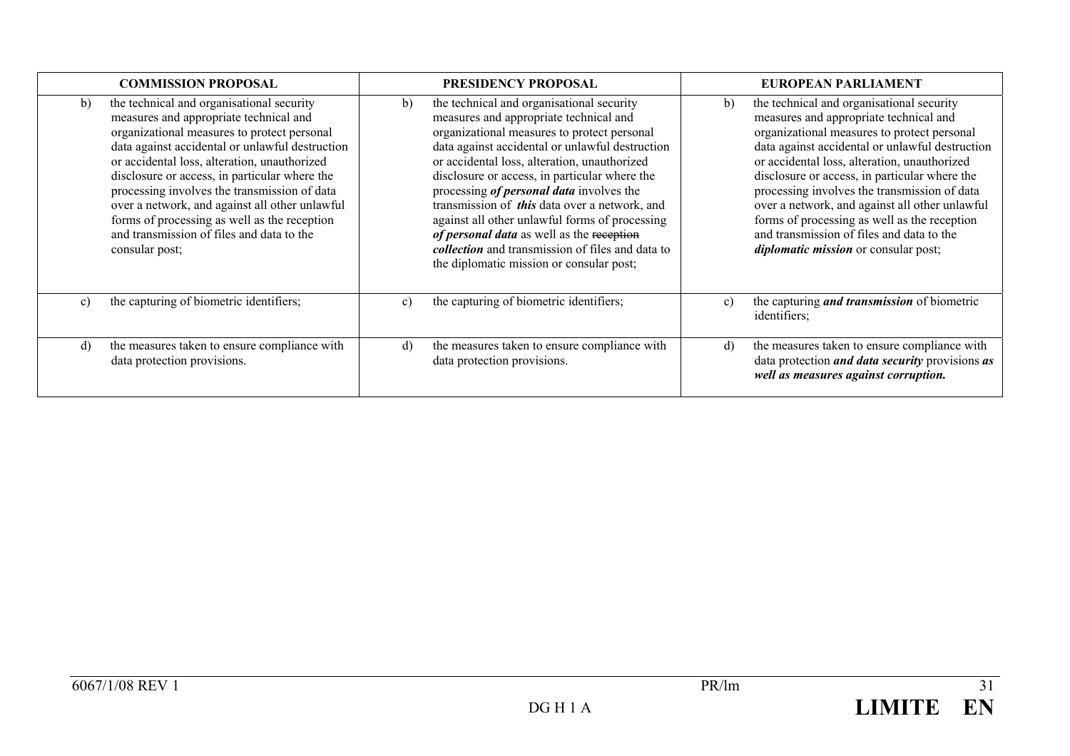| COMMISSION PROPOSAL | PRESIDENCY PROPOSAL | EUROPEAN PARLIAMENT |
|---|---|---|
| b) the technical and organisational security measures and appropriate technical and organizational measures to protect personal data against accidental or unlawful destruction or accidental loss, alteration, unauthorized disclosure or access, in particular where the processing involves the transmission of data over a network, and against all other unlawful forms of processing as well as the reception and transmission of files and data to the consular post; | b) the technical and organisational security measures and appropriate technical and organizational measures to protect personal data against accidental or unlawful destruction or accidental loss, alteration, unauthorized disclosure or access, in particular where the processing ***of personal data*** involves the transmission of ***this*** data over a network, and against all other unlawful forms of processing ***of personal data*** as well as the ~~reception~~ ***collection*** and transmission of files and data to the diplomatic mission or consular post; | b) the technical and organisational security measures and appropriate technical and organizational measures to protect personal data against accidental or unlawful destruction or accidental loss, alteration, unauthorized disclosure or access, in particular where the processing involves the transmission of data over a network, and against all other unlawful forms of processing as well as the reception and transmission of files and data to the ***diplomatic mission*** or consular post; |
| c) the capturing of biometric identifiers; | c) the capturing of biometric identifiers; | c) the capturing ***and transmission*** of biometric identifiers; |
| d) the measures taken to ensure compliance with data protection provisions. | d) the measures taken to ensure compliance with data protection provisions. | d) the measures taken to ensure compliance with data protection ***and data security*** provisions ***as well as measures against corruption.*** |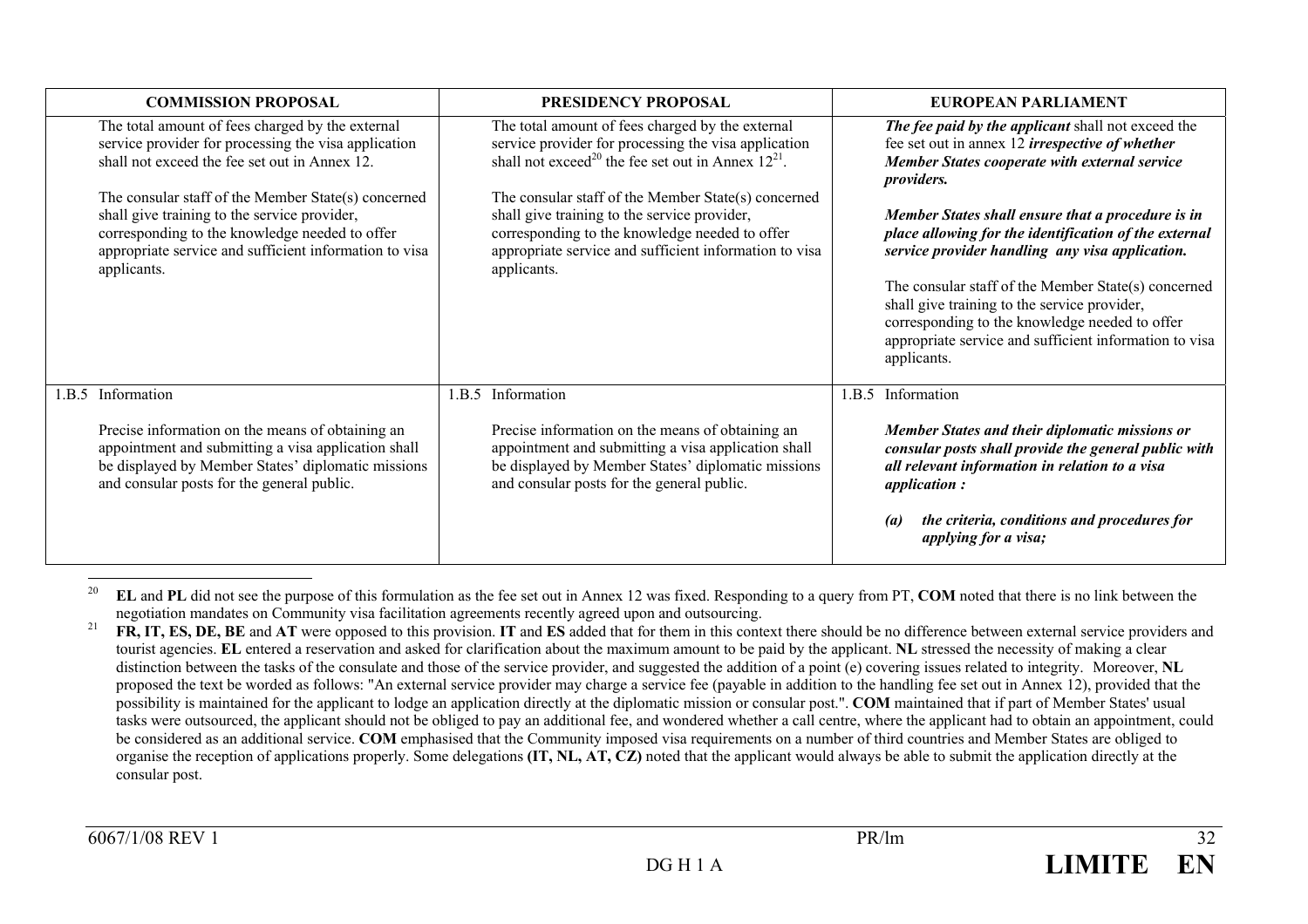| COMMISSION PROPOSAL | PRESIDENCY PROPOSAL | EUROPEAN PARLIAMENT |
|---|---|---|
| The total amount of fees charged by the external service provider for processing the visa application shall not exceed the fee set out in Annex 12.<br><br>The consular staff of the Member State(s) concerned shall give training to the service provider, corresponding to the knowledge needed to offer appropriate service and sufficient information to visa applicants. | The total amount of fees charged by the external service provider for processing the visa application shall not exceed[20] the fee set out in Annex 12[21].<br><br>The consular staff of the Member State(s) concerned shall give training to the service provider, corresponding to the knowledge needed to offer appropriate service and sufficient information to visa applicants. | ***The fee paid by the applicant*** shall not exceed the fee set out in annex 12 ***irrespective of whether Member States cooperate with external service providers.***<br><br>***Member States shall ensure that a procedure is in place allowing for the identification of the external service provider handling any visa application.***<br><br>The consular staff of the Member State(s) concerned shall give training to the service provider, corresponding to the knowledge needed to offer appropriate service and sufficient information to visa applicants. |
| 1.B.5 Information<br><br>Precise information on the means of obtaining an appointment and submitting a visa application shall be displayed by Member States' diplomatic missions and consular posts for the general public. | 1.B.5 Information<br><br>Precise information on the means of obtaining an appointment and submitting a visa application shall be displayed by Member States' diplomatic missions and consular posts for the general public. | 1.B.5 Information<br><br>***Member States and their diplomatic missions or consular posts shall provide the general public with all relevant information in relation to a visa application :***<br><br>***(a) the criteria, conditions and procedures for applying for a visa;*** |

[20] **EL** and **PL** did not see the purpose of this formulation as the fee set out in Annex 12 was fixed. Responding to a query from PT, **COM** noted that there is no link between the negotiation mandates on Community visa facilitation agreements recently agreed upon and outsourcing.

[21] **FR, IT, ES, DE, BE** and **AT** were opposed to this provision. **IT** and **ES** added that for them in this context there should be no difference between external service providers and tourist agencies. **EL** entered a reservation and asked for clarification about the maximum amount to be paid by the applicant. **NL** stressed the necessity of making a clear distinction between the tasks of the consulate and those of the service provider, and suggested the addition of a point (e) covering issues related to integrity. Moreover, **NL** proposed the text be worded as follows: "An external service provider may charge a service fee (payable in addition to the handling fee set out in Annex 12), provided that the possibility is maintained for the applicant to lodge an application directly at the diplomatic mission or consular post.". **COM** maintained that if part of Member States' usual tasks were outsourced, the applicant should not be obliged to pay an additional fee, and wondered whether a call centre, where the applicant had to obtain an appointment, could be considered as an additional service. **COM** emphasised that the Community imposed visa requirements on a number of third countries and Member States are obliged to organise the reception of applications properly. Some delegations **(IT, NL, AT, CZ)** noted that the applicant would always be able to submit the application directly at the consular post.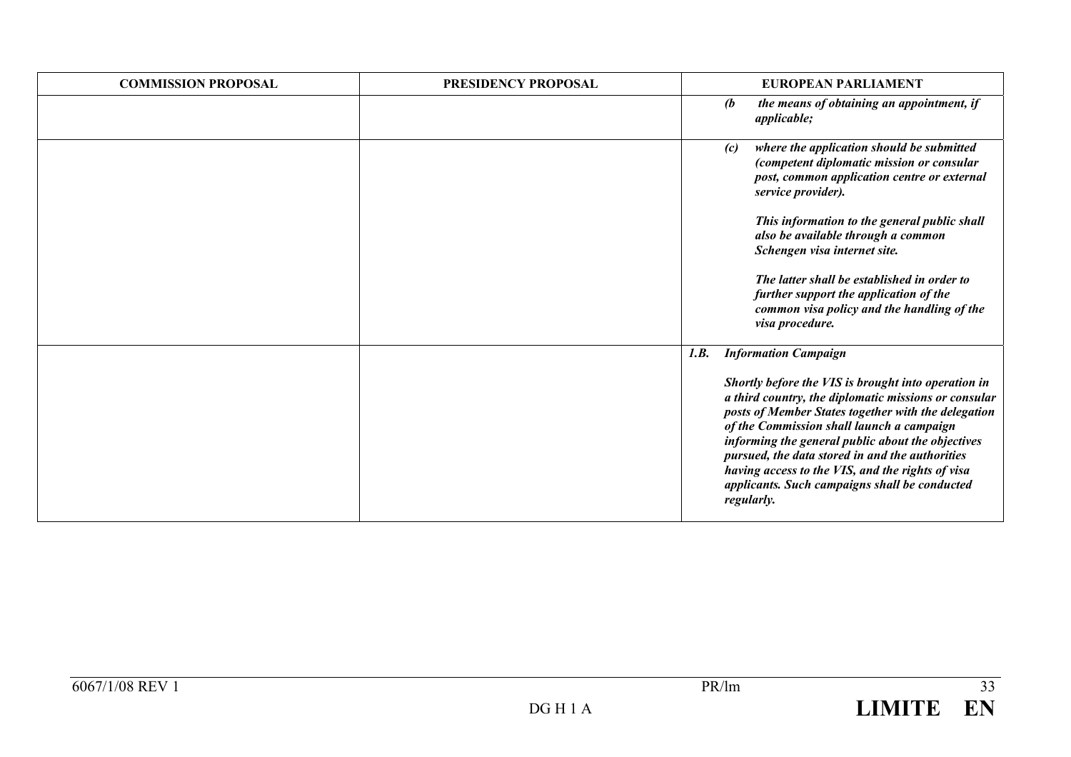| COMMISSION PROPOSAL | PRESIDENCY PROPOSAL | EUROPEAN PARLIAMENT |
| --- | --- | --- |
| | | ***(b the means of obtaining an appointment, if applicable;*** |
| | | ***(c) where the application should be submitted (competent diplomatic mission or consular post, common application centre or external service provider).***<br><br>***This information to the general public shall also be available through a common Schengen visa internet site.***<br><br>***The latter shall be established in order to further support the application of the common visa policy and the handling of the visa procedure.*** |
| | | ***1.B. Information Campaign***<br><br>***Shortly before the VIS is brought into operation in a third country, the diplomatic missions or consular posts of Member States together with the delegation of the Commission shall launch a campaign informing the general public about the objectives pursued, the data stored in and the authorities having access to the VIS, and the rights of visa applicants. Such campaigns shall be conducted regularly.*** |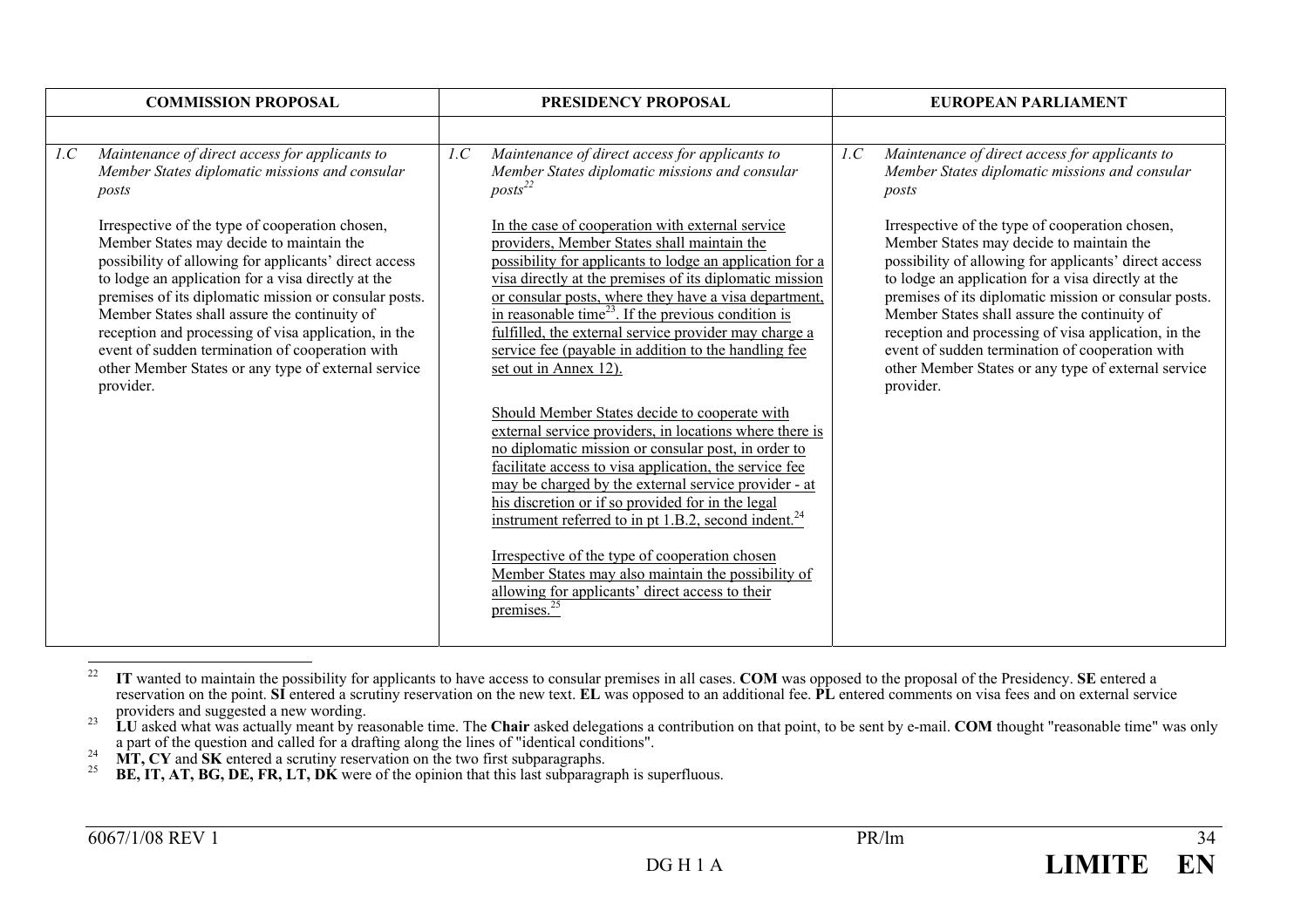| COMMISSION PROPOSAL | PRESIDENCY PROPOSAL | EUROPEAN PARLIAMENT |
|---|---|---|
| | | |
| 1.C *Maintenance of direct access for applicants to Member States diplomatic missions and consular posts*<br><br>Irrespective of the type of cooperation chosen, Member States may decide to maintain the possibility of allowing for applicants' direct access to lodge an application for a visa directly at the premises of its diplomatic mission or consular posts. Member States shall assure the continuity of reception and processing of visa application, in the event of sudden termination of cooperation with other Member States or any type of external service provider. | 1.C *Maintenance of direct access for applicants to Member States diplomatic missions and consular posts*[22]<br><br>In the case of cooperation with external service providers, Member States shall maintain the possibility for applicants to lodge an application for a visa directly at the premises of its diplomatic mission or consular posts, where they have a visa department, in reasonable time[23]. If the previous condition is fulfilled, the external service provider may charge a service fee (payable in addition to the handling fee set out in Annex 12).<br><br>Should Member States decide to cooperate with external service providers, in locations where there is no diplomatic mission or consular post, in order to facilitate access to visa application, the service fee may be charged by the external service provider - at his discretion or if so provided for in the legal instrument referred to in pt 1.B.2, second indent.[24]<br><br>Irrespective of the type of cooperation chosen Member States may also maintain the possibility of allowing for applicants' direct access to their premises.[25] | 1.C *Maintenance of direct access for applicants to Member States diplomatic missions and consular posts*<br><br>Irrespective of the type of cooperation chosen, Member States may decide to maintain the possibility of allowing for applicants' direct access to lodge an application for a visa directly at the premises of its diplomatic mission or consular posts. Member States shall assure the continuity of reception and processing of visa application, in the event of sudden termination of cooperation with other Member States or any type of external service provider. |

[22] **IT** wanted to maintain the possibility for applicants to have access to consular premises in all cases. **COM** was opposed to the proposal of the Presidency. **SE** entered a reservation on the point. **SI** entered a scrutiny reservation on the new text. **EL** was opposed to an additional fee. **PL** entered comments on visa fees and on external service providers and suggested a new wording.

[23] **LU** asked what was actually meant by reasonable time. The **Chair** asked delegations a contribution on that point, to be sent by e-mail. **COM** thought "reasonable time" was only a part of the question and called for a drafting along the lines of "identical conditions".

[24] **MT, CY** and **SK** entered a scrutiny reservation on the two first subparagraphs.

[25] **BE, IT, AT, BG, DE, FR, LT, DK** were of the opinion that this last subparagraph is superfluous.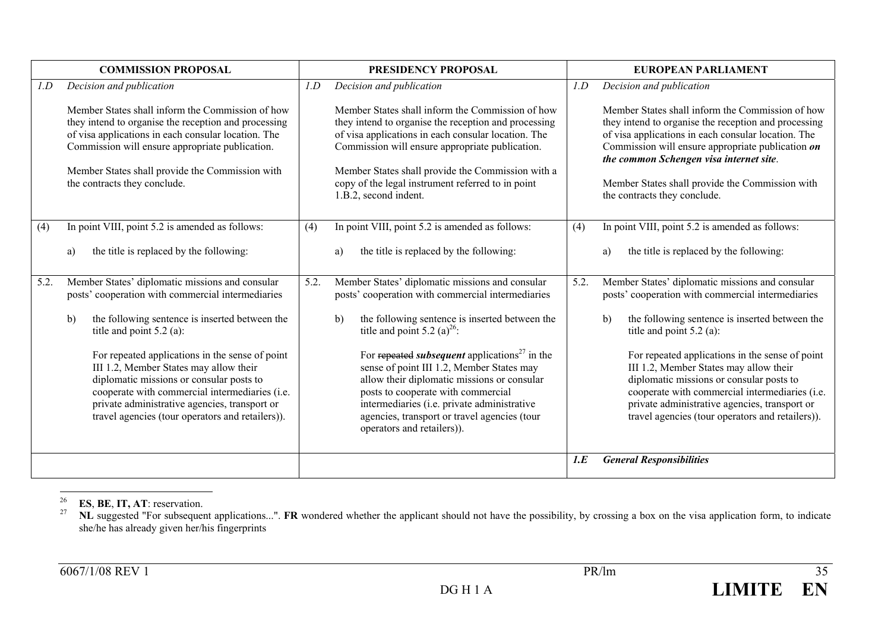| COMMISSION PROPOSAL | PRESIDENCY PROPOSAL | EUROPEAN PARLIAMENT |
|---|---|---|
| *1.D Decision and publication*<br><br>Member States shall inform the Commission of how they intend to organise the reception and processing of visa applications in each consular location. The Commission will ensure appropriate publication.<br><br>Member States shall provide the Commission with the contracts they conclude. | *1.D Decision and publication*<br><br>Member States shall inform the Commission of how they intend to organise the reception and processing of visa applications in each consular location. The Commission will ensure appropriate publication.<br><br>Member States shall provide the Commission with a copy of the legal instrument referred to in point 1.B.2, second indent. | *1.D Decision and publication*<br><br>Member States shall inform the Commission of how they intend to organise the reception and processing of visa applications in each consular location. The Commission will ensure appropriate publication ***on the common Schengen visa internet site***.<br><br>Member States shall provide the Commission with the contracts they conclude. |
| (4) In point VIII, point 5.2 is amended as follows:<br><br>a) the title is replaced by the following: | (4) In point VIII, point 5.2 is amended as follows:<br><br>a) the title is replaced by the following: | (4) In point VIII, point 5.2 is amended as follows:<br><br>a) the title is replaced by the following: |
| 5.2. Member States' diplomatic missions and consular posts' cooperation with commercial intermediaries<br><br>b) the following sentence is inserted between the title and point 5.2 (a):<br><br>For repeated applications in the sense of point III 1.2, Member States may allow their diplomatic missions or consular posts to cooperate with commercial intermediaries (i.e. private administrative agencies, transport or travel agencies (tour operators and retailers)). | 5.2. Member States' diplomatic missions and consular posts' cooperation with commercial intermediaries<br><br>b) the following sentence is inserted between the title and point 5.2 (a)[26]:<br><br>For ~~repeated~~ ***subsequent*** applications[27] in the sense of point III 1.2, Member States may allow their diplomatic missions or consular posts to cooperate with commercial intermediaries (i.e. private administrative agencies, transport or travel agencies (tour operators and retailers)). | 5.2. Member States' diplomatic missions and consular posts' cooperation with commercial intermediaries<br><br>b) the following sentence is inserted between the title and point 5.2 (a):<br><br>For repeated applications in the sense of point III 1.2, Member States may allow their diplomatic missions or consular posts to cooperate with commercial intermediaries (i.e. private administrative agencies, transport or travel agencies (tour operators and retailers)). |
| | | ***1.E General Responsibilities*** |

[26] **ES**, **BE**, **IT, AT**: reservation.

[27] **NL** suggested "For subsequent applications...". **FR** wondered whether the applicant should not have the possibility, by crossing a box on the visa application form, to indicate she/he has already given her/his fingerprints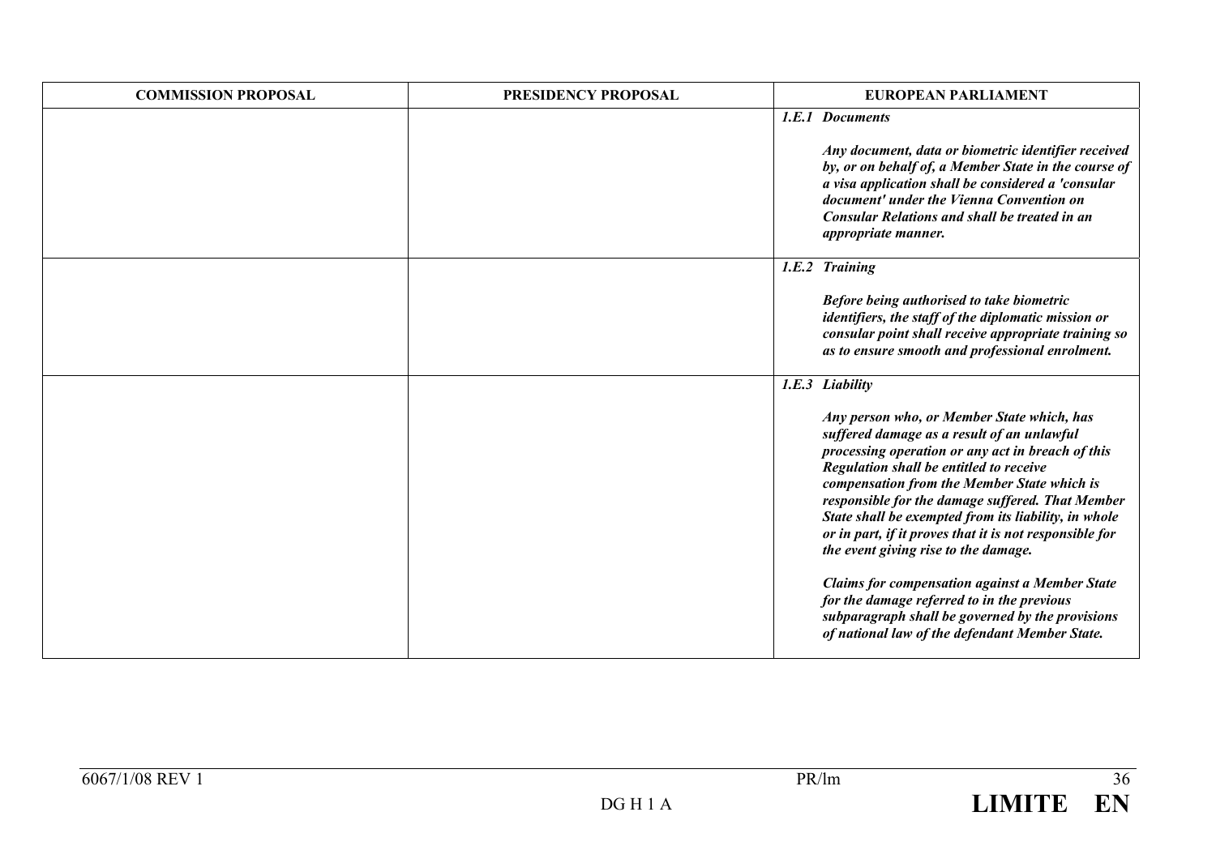| COMMISSION PROPOSAL | PRESIDENCY PROPOSAL | EUROPEAN PARLIAMENT |
|---|---|---|
| | | ***1.E.1 Documents***<br><br>***Any document, data or biometric identifier received by, or on behalf of, a Member State in the course of a visa application shall be considered a 'consular document' under the Vienna Convention on Consular Relations and shall be treated in an appropriate manner.*** |
| | | ***1.E.2 Training***<br><br>***Before being authorised to take biometric identifiers, the staff of the diplomatic mission or consular point shall receive appropriate training so as to ensure smooth and professional enrolment.*** |
| | | ***1.E.3 Liability***<br><br>***Any person who, or Member State which, has suffered damage as a result of an unlawful processing operation or any act in breach of this Regulation shall be entitled to receive compensation from the Member State which is responsible for the damage suffered. That Member State shall be exempted from its liability, in whole or in part, if it proves that it is not responsible for the event giving rise to the damage.***<br><br>***Claims for compensation against a Member State for the damage referred to in the previous subparagraph shall be governed by the provisions of national law of the defendant Member State.*** |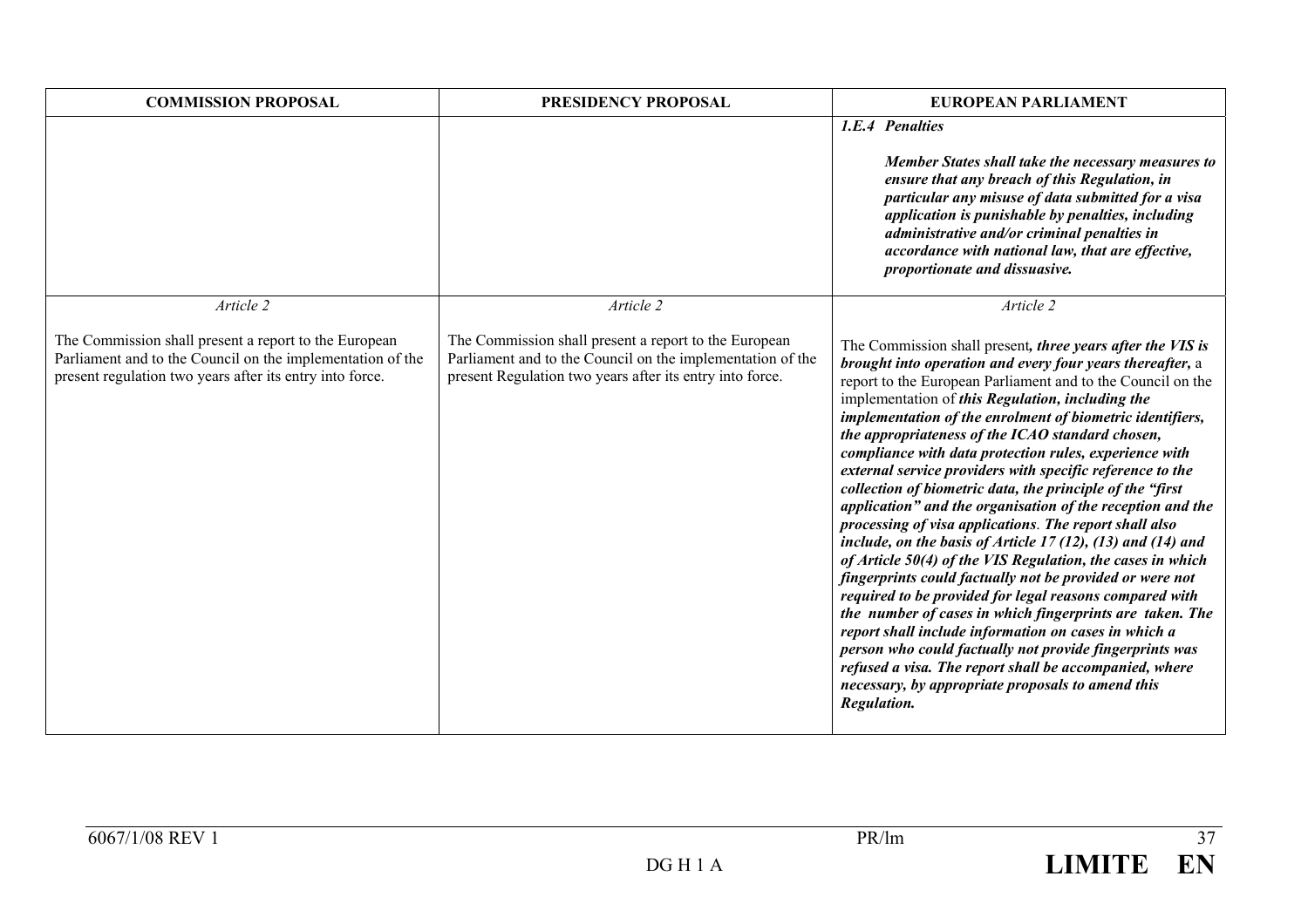| COMMISSION PROPOSAL | PRESIDENCY PROPOSAL | EUROPEAN PARLIAMENT |
|---|---|---|
| | | ***1.E.4 Penalties*** <br><br> ***Member States shall take the necessary measures to ensure that any breach of this Regulation, in particular any misuse of data submitted for a visa application is punishable by penalties, including administrative and/or criminal penalties in accordance with national law, that are effective, proportionate and dissuasive.*** |
| *Article 2* <br><br> The Commission shall present a report to the European Parliament and to the Council on the implementation of the present regulation two years after its entry into force. | *Article 2* <br><br> The Commission shall present a report to the European Parliament and to the Council on the implementation of the present Regulation two years after its entry into force. | *Article 2* <br><br> The Commission shall present***, three years after the VIS is brought into operation and every four years thereafter,*** a report to the European Parliament and to the Council on the implementation of ***this Regulation, including the implementation of the enrolment of biometric identifiers, the appropriateness of the ICAO standard chosen, compliance with data protection rules, experience with external service providers with specific reference to the collection of biometric data, the principle of the "first application" and the organisation of the reception and the processing of visa applications***. ***The report shall also include, on the basis of Article 17 (12), (13) and (14) and of Article 50(4) of the VIS Regulation, the cases in which fingerprints could factually not be provided or were not required to be provided for legal reasons compared with the number of cases in which fingerprints are taken. The report shall include information on cases in which a person who could factually not provide fingerprints was refused a visa. The report shall be accompanied, where necessary, by appropriate proposals to amend this Regulation.*** |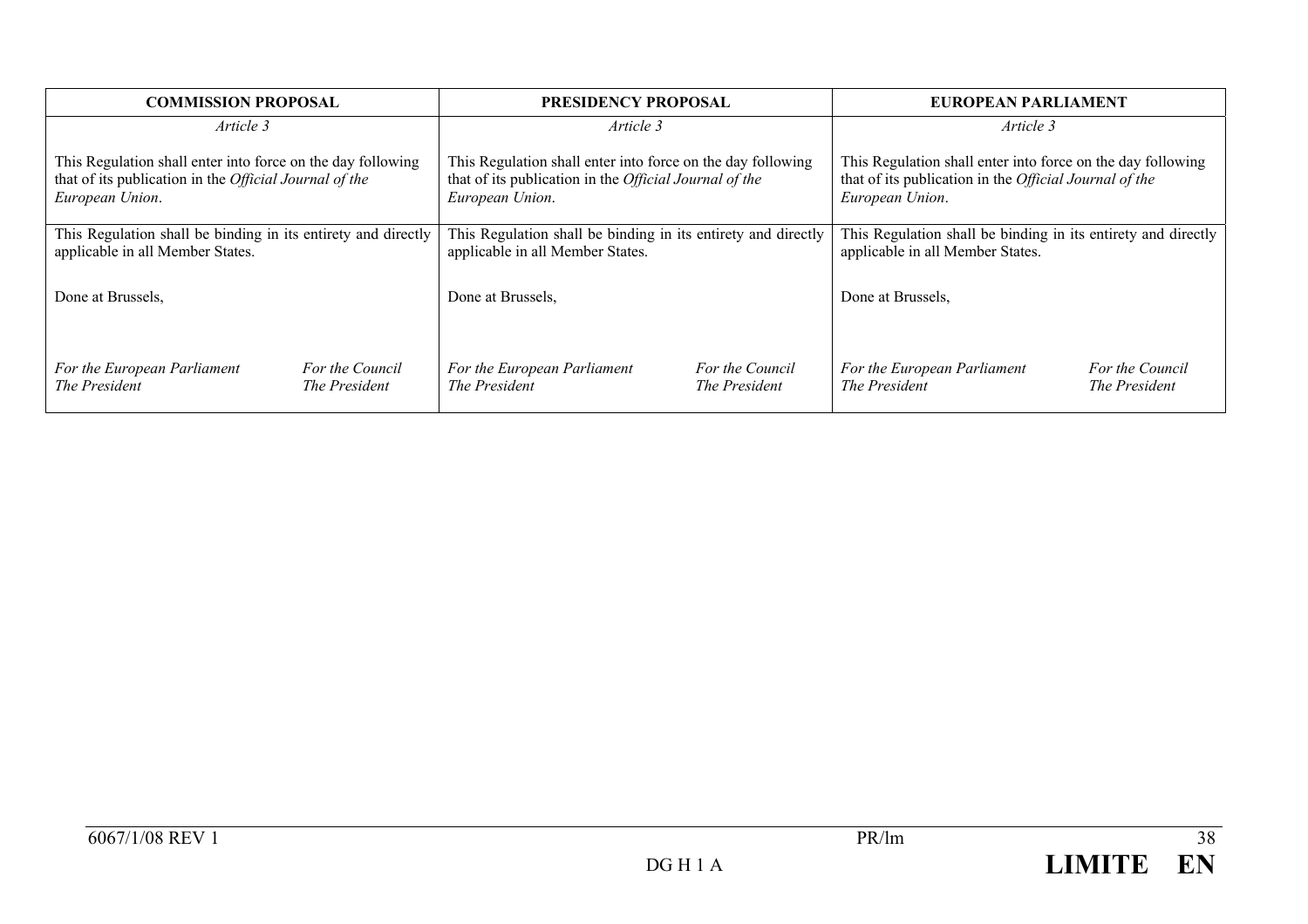| COMMISSION PROPOSAL | PRESIDENCY PROPOSAL | EUROPEAN PARLIAMENT |
|---|---|---|
| *Article 3*<br><br>This Regulation shall enter into force on the day following that of its publication in the *Official Journal of the European Union*. | *Article 3*<br><br>This Regulation shall enter into force on the day following that of its publication in the *Official Journal of the European Union*. | *Article 3*<br><br>This Regulation shall enter into force on the day following that of its publication in the *Official Journal of the European Union*. |
| This Regulation shall be binding in its entirety and directly applicable in all Member States.<br><br>Done at Brussels,<br><br>*For the European Parliament* *For the Council*<br>*The President* *The President* | This Regulation shall be binding in its entirety and directly applicable in all Member States.<br><br>Done at Brussels,<br><br>*For the European Parliament* *For the Council*<br>*The President* *The President* | This Regulation shall be binding in its entirety and directly applicable in all Member States.<br><br>Done at Brussels,<br><br>*For the European Parliament* *For the Council*<br>*The President* *The President* |

6067/1/08 REV 1 PR/lm
DG H 1 A **LIMITE EN**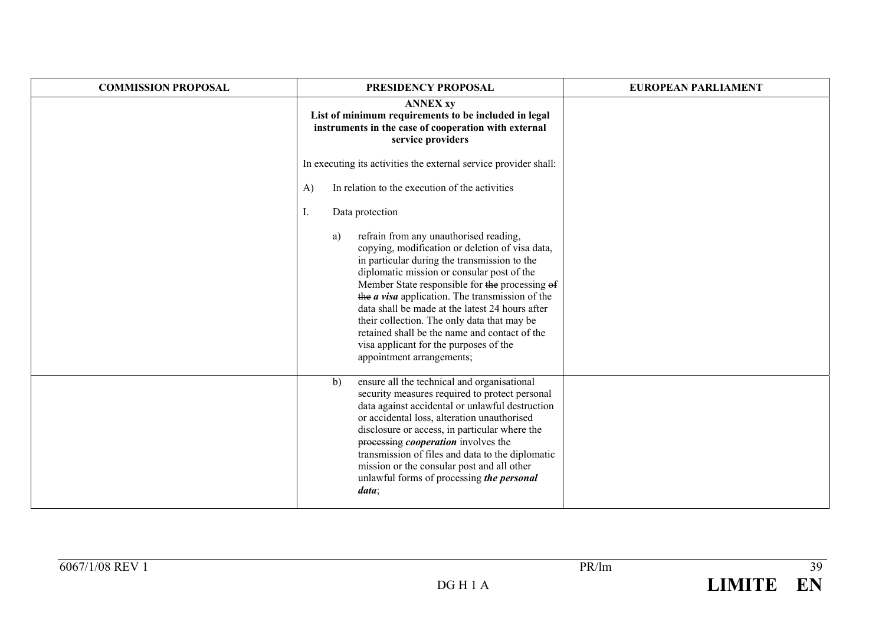| COMMISSION PROPOSAL | PRESIDENCY PROPOSAL | EUROPEAN PARLIAMENT |
|---|---|---|
| | **ANNEX xy**<br>**List of minimum requirements to be included in legal instruments in the case of cooperation with external service providers**<br><br>In executing its activities the external service provider shall:<br><br>A) In relation to the execution of the activities<br><br>I. Data protection<br><br>a) refrain from any unauthorised reading, copying, modification or deletion of visa data, in particular during the transmission to the diplomatic mission or consular post of the Member State responsible for ~~the~~ processing ~~of the~~ ***a visa*** application. The transmission of the data shall be made at the latest 24 hours after their collection. The only data that may be retained shall be the name and contact of the visa applicant for the purposes of the appointment arrangements; | |
| | b) ensure all the technical and organisational security measures required to protect personal data against accidental or unlawful destruction or accidental loss, alteration unauthorised disclosure or access, in particular where the ~~processing~~ ***cooperation*** involves the transmission of files and data to the diplomatic mission or the consular post and all other unlawful forms of processing ***the personal data***; | |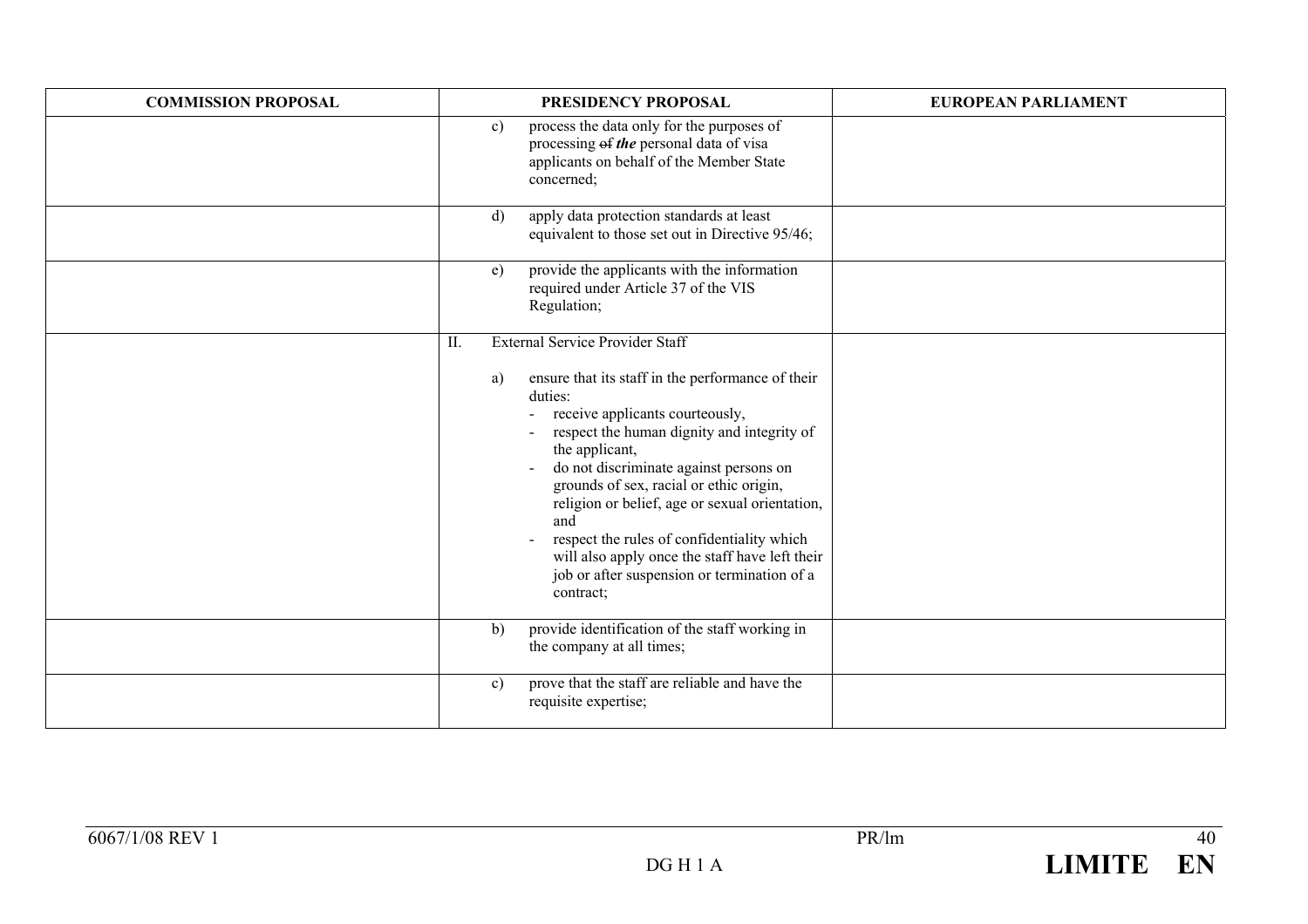| COMMISSION PROPOSAL | PRESIDENCY PROPOSAL | EUROPEAN PARLIAMENT |
|---|---|---|
| | c) process the data only for the purposes of processing ~~of~~ ***the*** personal data of visa applicants on behalf of the Member State concerned; | |
| | d) apply data protection standards at least equivalent to those set out in Directive 95/46; | |
| | e) provide the applicants with the information required under Article 37 of the VIS Regulation; | |
| | II. External Service Provider Staff<br><br>a) ensure that its staff in the performance of their duties:<br>- receive applicants courteously,<br>- respect the human dignity and integrity of the applicant,<br>- do not discriminate against persons on grounds of sex, racial or ethic origin, religion or belief, age or sexual orientation, and<br>- respect the rules of confidentiality which will also apply once the staff have left their job or after suspension or termination of a contract; | |
| | b) provide identification of the staff working in the company at all times; | |
| | c) prove that the staff are reliable and have the requisite expertise; | |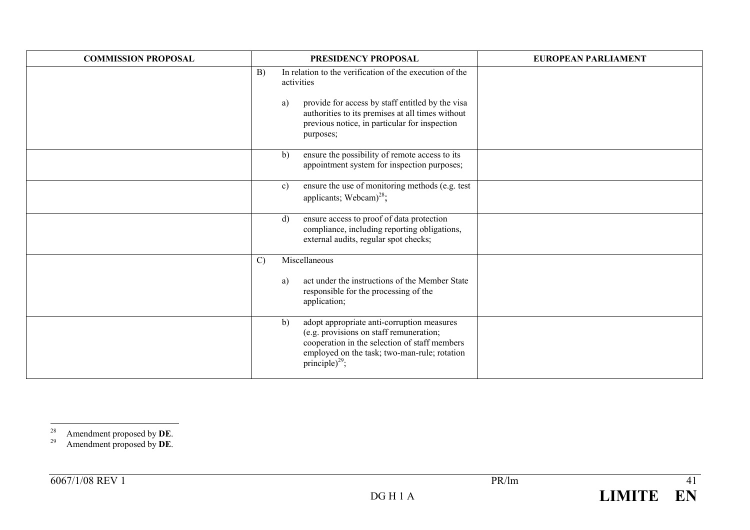| COMMISSION PROPOSAL | PRESIDENCY PROPOSAL | EUROPEAN PARLIAMENT |
|---|---|---|
| | B) In relation to the verification of the execution of the activities<br><br>a) provide for access by staff entitled by the visa authorities to its premises at all times without previous notice, in particular for inspection purposes; | |
| | b) ensure the possibility of remote access to its appointment system for inspection purposes; | |
| | c) ensure the use of monitoring methods (e.g. test applicants; Webcam)[28]; | |
| | d) ensure access to proof of data protection compliance, including reporting obligations, external audits, regular spot checks; | |
| | C) Miscellaneous<br><br>a) act under the instructions of the Member State responsible for the processing of the application; | |
| | b) adopt appropriate anti-corruption measures (e.g. provisions on staff remuneration; cooperation in the selection of staff members employed on the task; two-man-rule; rotation principle)[29]; | |

[28] Amendment proposed by **DE**.

[29] Amendment proposed by **DE**.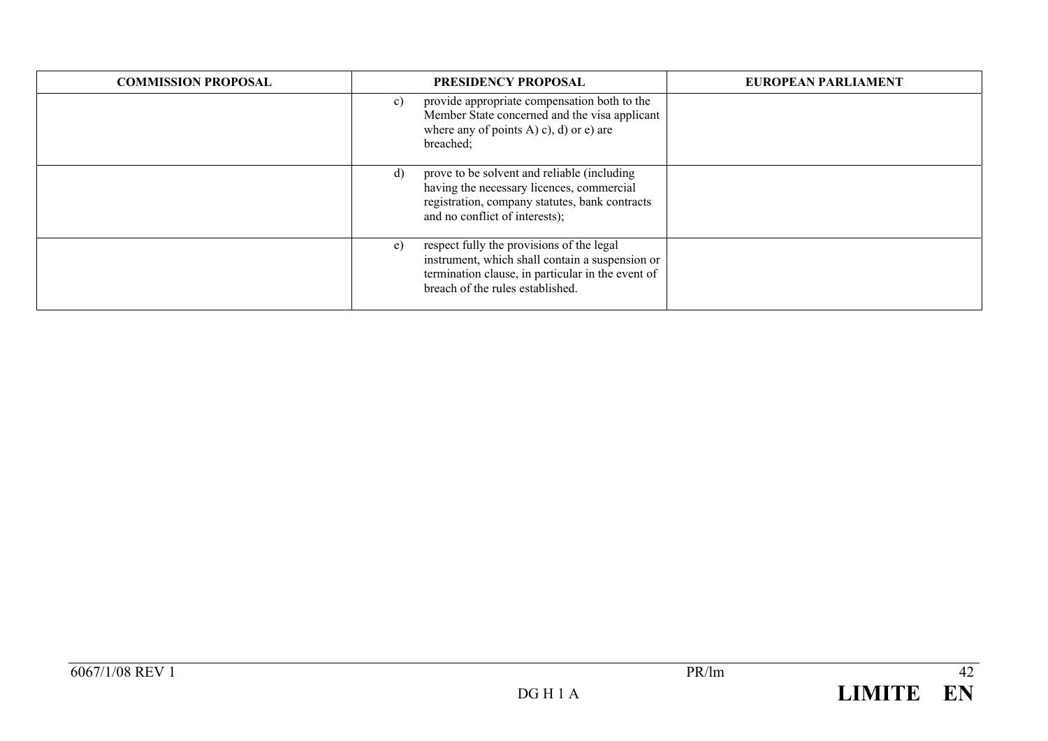| COMMISSION PROPOSAL | PRESIDENCY PROPOSAL | EUROPEAN PARLIAMENT |
|---|---|---|
| | c) provide appropriate compensation both to the Member State concerned and the visa applicant where any of points A) c), d) or e) are breached; | |
| | d) prove to be solvent and reliable (including having the necessary licences, commercial registration, company statutes, bank contracts and no conflict of interests); | |
| | e) respect fully the provisions of the legal instrument, which shall contain a suspension or termination clause, in particular in the event of breach of the rules established. | |